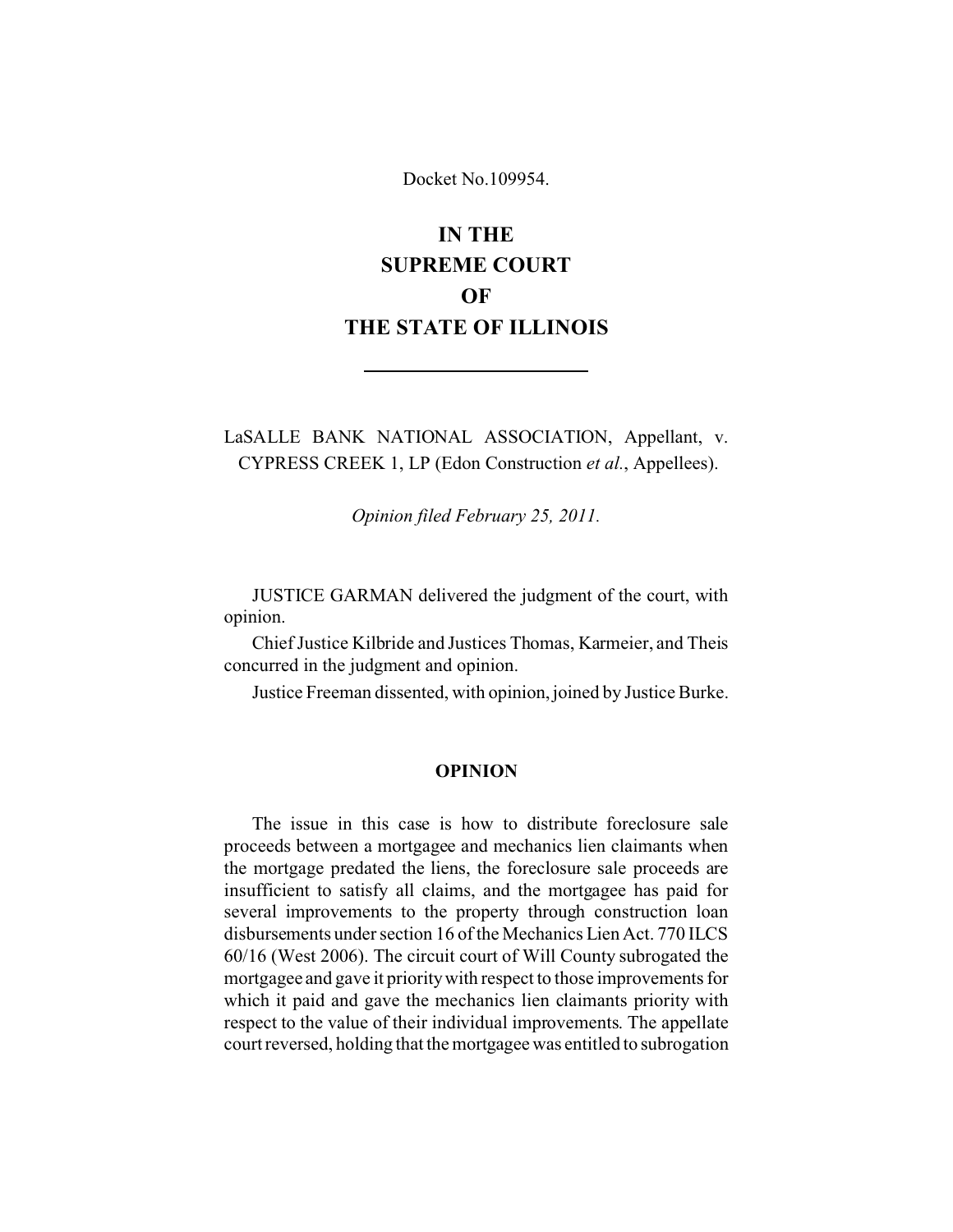Docket No.109954.

# IN THE SUPREME COURT OF THE STATE OF ILLINOIS

LaSALLE BANK NATIONAL ASSOCIATION, Appellant, v. CYPRESS CREEK 1, LP (Edon Construction *et al.*, Appellees).

*Opinion filed February 25, 2011.*

JUSTICE GARMAN delivered the judgment of the court, with opinion.

Chief Justice Kilbride and Justices Thomas, Karmeier, and Theis concurred in the judgment and opinion.

Justice Freeman dissented, with opinion, joined by Justice Burke.

## OPINION

The issue in this case is how to distribute foreclosure sale proceeds between a mortgagee and mechanics lien claimants when the mortgage predated the liens, the foreclosure sale proceeds are insufficient to satisfy all claims, and the mortgagee has paid for several improvements to the property through construction loan disbursements under section 16 of the Mechanics Lien Act. 770 ILCS 60/16 (West 2006). The circuit court of Will County subrogated the mortgagee and gave it priority with respect to those improvements for which it paid and gave the mechanics lien claimants priority with respect to the value of their individual improvements. The appellate court reversed, holding that the mortgagee was entitled to subrogation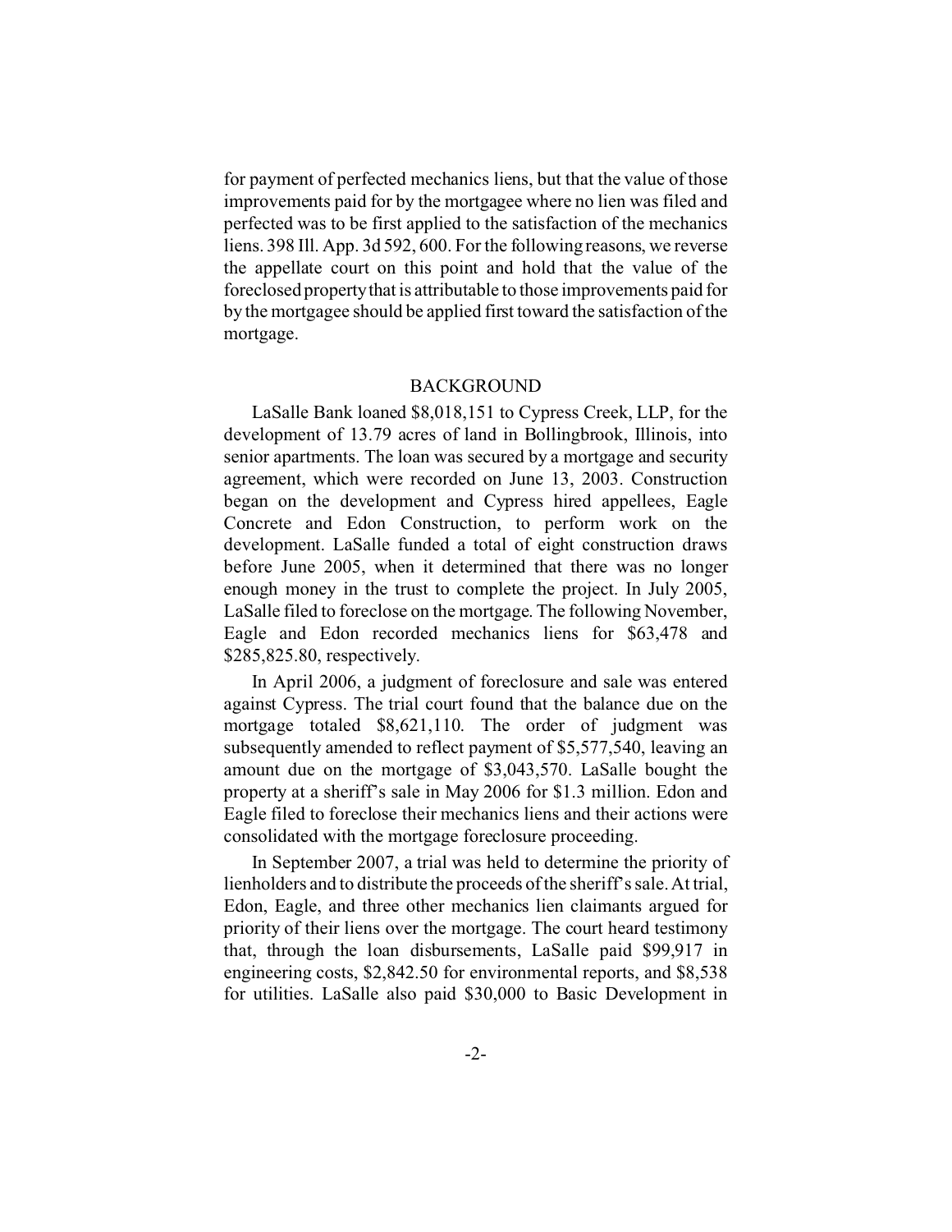for payment of perfected mechanics liens, but that the value of those improvements paid for by the mortgagee where no lien was filed and perfected was to be first applied to the satisfaction of the mechanics liens. 398 Ill. App. 3d 592, 600. For the following reasons, we reverse the appellate court on this point and hold that the value of the foreclosed property that is attributable to those improvements paid for by the mortgagee should be applied first toward the satisfaction of the mortgage.

## BACKGROUND

LaSalle Bank loaned $8,018,151 to Cypress Creek, LLP, for the development of 13.79 acres of land in Bollingbrook, Illinois, into senior apartments. The loan was secured by a mortgage and security agreement, which were recorded on June 13, 2003. Construction began on the development and Cypress hired appellees, Eagle Concrete and Edon Construction, to perform work on the development. LaSalle funded a total of eight construction draws before June 2005, when it determined that there was no longer enough money in the trust to complete the project. In July 2005, LaSalle filed to foreclose on the mortgage. The following November, Eagle and Edon recorded mechanics liens for $63,478 and $285,825.80, respectively.

In April 2006, a judgment of foreclosure and sale was entered against Cypress. The trial court found that the balance due on the mortgage totaled $8,621,110. The order of judgment was subsequently amended to reflect payment of $5,577,540, leaving an amount due on the mortgage of $3,043,570. LaSalle bought the property at a sheriff's sale in May 2006 for $1.3 million. Edon and Eagle filed to foreclose their mechanics liens and their actions were consolidated with the mortgage foreclosure proceeding.

In September 2007, a trial was held to determine the priority of lienholders and to distribute the proceeds of the sheriff's sale. At trial, Edon, Eagle, and three other mechanics lien claimants argued for priority of their liens over the mortgage. The court heard testimony that, through the loan disbursements, LaSalle paid $99,917 in engineering costs, $2,842.50 for environmental reports, and $8,538 for utilities. LaSalle also paid $30,000 to Basic Development in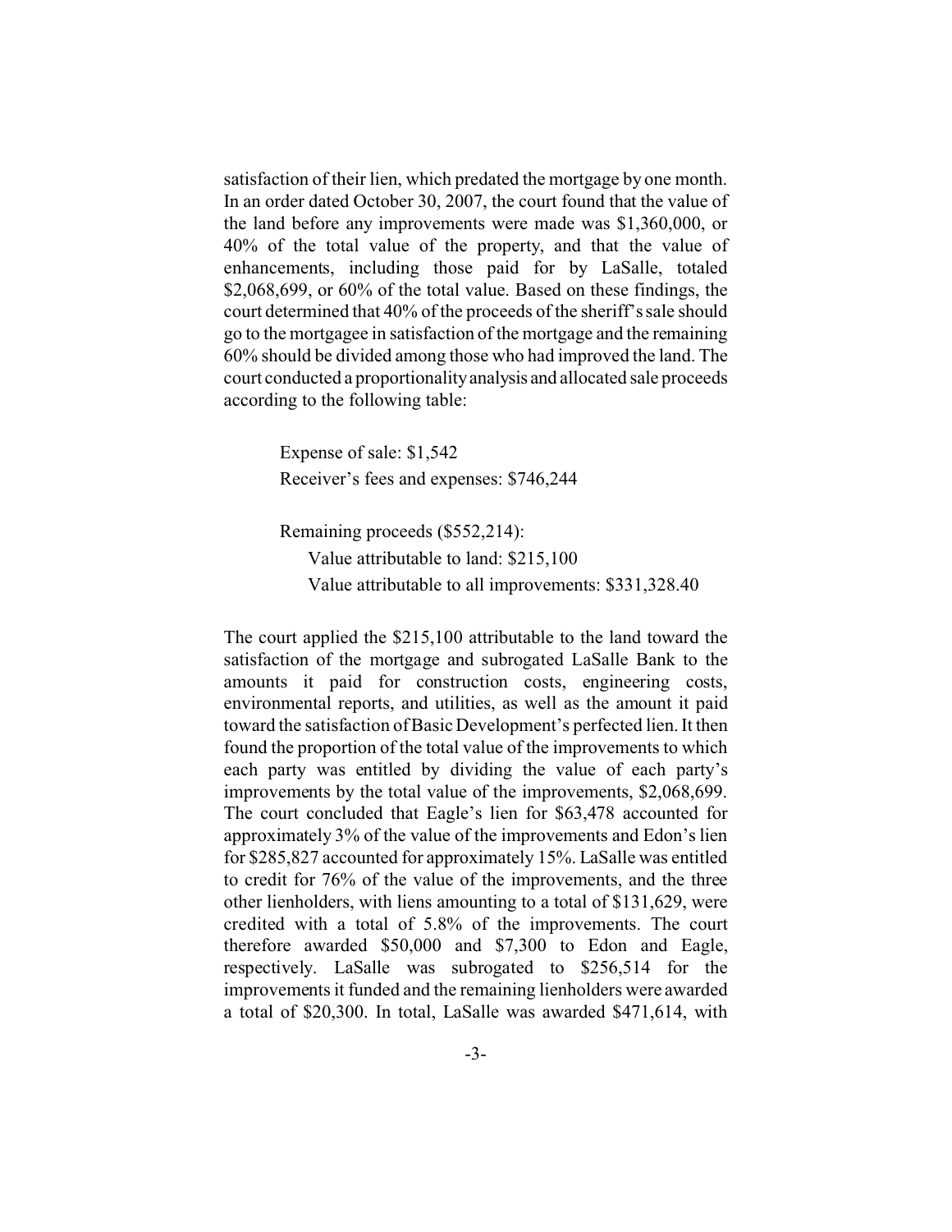satisfaction of their lien, which predated the mortgage by one month. In an order dated October 30, 2007, the court found that the value of the land before any improvements were made was $1,360,000, or 40% of the total value of the property, and that the value of enhancements, including those paid for by LaSalle, totaled $2,068,699, or 60% of the total value. Based on these findings, the court determined that 40% of the proceeds of the sheriff's sale should go to the mortgagee in satisfaction of the mortgage and the remaining 60% should be divided among those who had improved the land. The court conducted a proportionality analysis and allocated sale proceeds according to the following table:

> Expense of sale: $1,542
> Receiver's fees and expenses: $746,244
>
> Remaining proceeds ($552,214):
> Value attributable to land: $215,100
> Value attributable to all improvements: $331,328.40

The court applied the $215,100 attributable to the land toward the satisfaction of the mortgage and subrogated LaSalle Bank to the amounts it paid for construction costs, engineering costs, environmental reports, and utilities, as well as the amount it paid toward the satisfaction of Basic Development's perfected lien. It then found the proportion of the total value of the improvements to which each party was entitled by dividing the value of each party's improvements by the total value of the improvements, $2,068,699. The court concluded that Eagle's lien for $63,478 accounted for approximately 3% of the value of the improvements and Edon's lien for $285,827 accounted for approximately 15%. LaSalle was entitled to credit for 76% of the value of the improvements, and the three other lienholders, with liens amounting to a total of $131,629, were credited with a total of 5.8% of the improvements. The court therefore awarded $50,000 and $7,300 to Edon and Eagle, respectively. LaSalle was subrogated to $256,514 for the improvements it funded and the remaining lienholders were awarded a total of $20,300. In total, LaSalle was awarded $471,614, with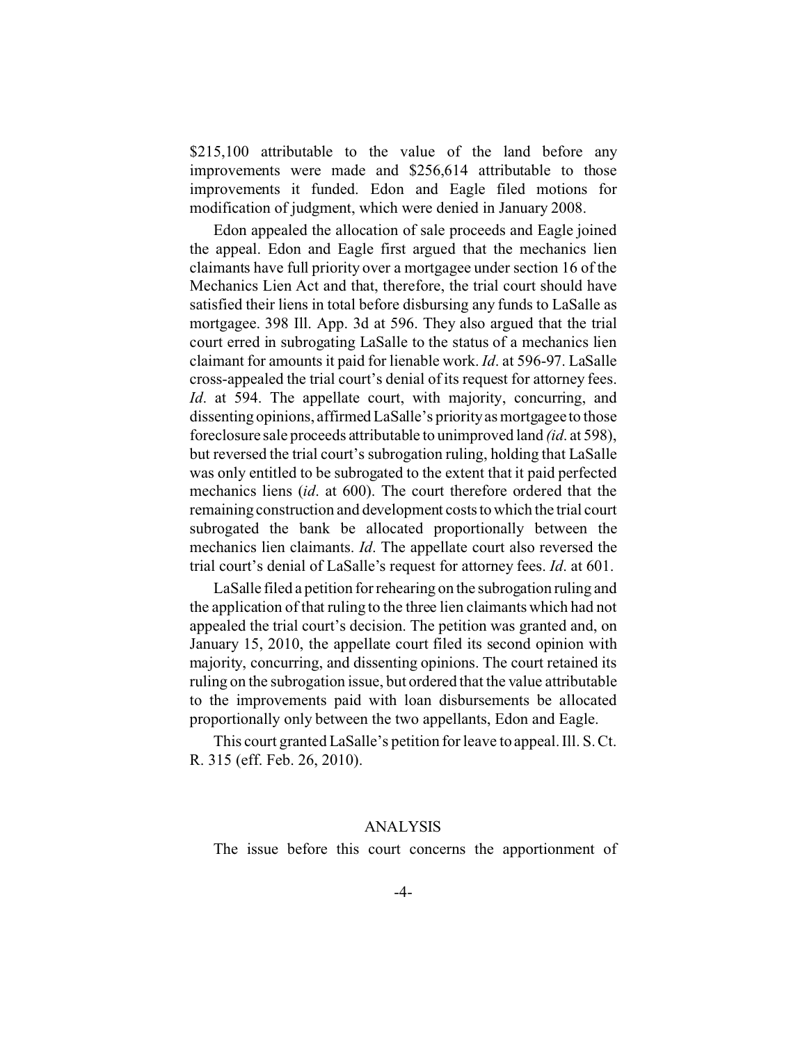$215,100 attributable to the value of the land before any improvements were made and $256,614 attributable to those improvements it funded. Edon and Eagle filed motions for modification of judgment, which were denied in January 2008.

Edon appealed the allocation of sale proceeds and Eagle joined the appeal. Edon and Eagle first argued that the mechanics lien claimants have full priority over a mortgagee under section 16 of the Mechanics Lien Act and that, therefore, the trial court should have satisfied their liens in total before disbursing any funds to LaSalle as mortgagee. 398 Ill. App. 3d at 596. They also argued that the trial court erred in subrogating LaSalle to the status of a mechanics lien claimant for amounts it paid for lienable work. *Id*. at 596-97. LaSalle cross-appealed the trial court's denial of its request for attorney fees. *Id*. at 594. The appellate court, with majority, concurring, and dissenting opinions, affirmed LaSalle's priority as mortgagee to those foreclosure sale proceeds attributable to unimproved land *(id*. at 598), but reversed the trial court's subrogation ruling, holding that LaSalle was only entitled to be subrogated to the extent that it paid perfected mechanics liens (*id*. at 600). The court therefore ordered that the remaining construction and development costs to which the trial court subrogated the bank be allocated proportionally between the mechanics lien claimants. *Id*. The appellate court also reversed the trial court's denial of LaSalle's request for attorney fees. *Id*. at 601.

LaSalle filed a petition for rehearing on the subrogation ruling and the application of that ruling to the three lien claimants which had not appealed the trial court's decision. The petition was granted and, on January 15, 2010, the appellate court filed its second opinion with majority, concurring, and dissenting opinions. The court retained its ruling on the subrogation issue, but ordered that the value attributable to the improvements paid with loan disbursements be allocated proportionally only between the two appellants, Edon and Eagle.

This court granted LaSalle's petition for leave to appeal. Ill. S. Ct. R. 315 (eff. Feb. 26, 2010).

## ANALYSIS

The issue before this court concerns the apportionment of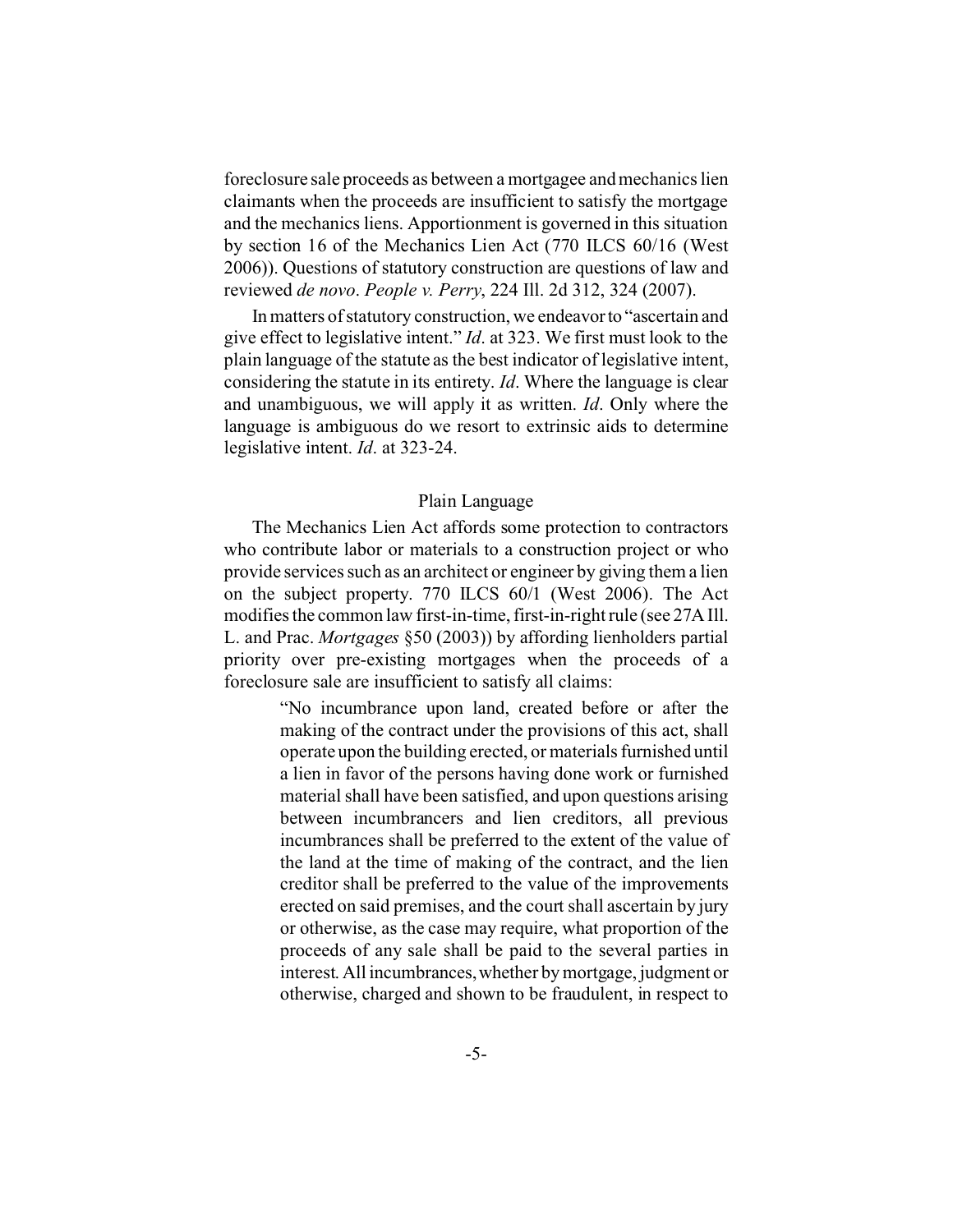foreclosure sale proceeds as between a mortgagee and mechanics lien claimants when the proceeds are insufficient to satisfy the mortgage and the mechanics liens. Apportionment is governed in this situation by section 16 of the Mechanics Lien Act (770 ILCS 60/16 (West 2006)). Questions of statutory construction are questions of law and reviewed *de novo*. *People v. Perry*, 224 Ill. 2d 312, 324 (2007).

In matters of statutory construction, we endeavor to "ascertain and give effect to legislative intent." *Id*. at 323. We first must look to the plain language of the statute as the best indicator of legislative intent, considering the statute in its entirety. *Id*. Where the language is clear and unambiguous, we will apply it as written. *Id*. Only where the language is ambiguous do we resort to extrinsic aids to determine legislative intent. *Id*. at 323-24.

## Plain Language

The Mechanics Lien Act affords some protection to contractors who contribute labor or materials to a construction project or who provide services such as an architect or engineer by giving them a lien on the subject property. 770 ILCS 60/1 (West 2006). The Act modifies the common law first-in-time, first-in-right rule (see 27A Ill. L. and Prac. *Mortgages* §50 (2003)) by affording lienholders partial priority over pre-existing mortgages when the proceeds of a foreclosure sale are insufficient to satisfy all claims:

> "No incumbrance upon land, created before or after the making of the contract under the provisions of this act, shall operate upon the building erected, or materials furnished until a lien in favor of the persons having done work or furnished material shall have been satisfied, and upon questions arising between incumbrancers and lien creditors, all previous incumbrances shall be preferred to the extent of the value of the land at the time of making of the contract, and the lien creditor shall be preferred to the value of the improvements erected on said premises, and the court shall ascertain by jury or otherwise, as the case may require, what proportion of the proceeds of any sale shall be paid to the several parties in interest. All incumbrances, whether by mortgage, judgment or otherwise, charged and shown to be fraudulent, in respect to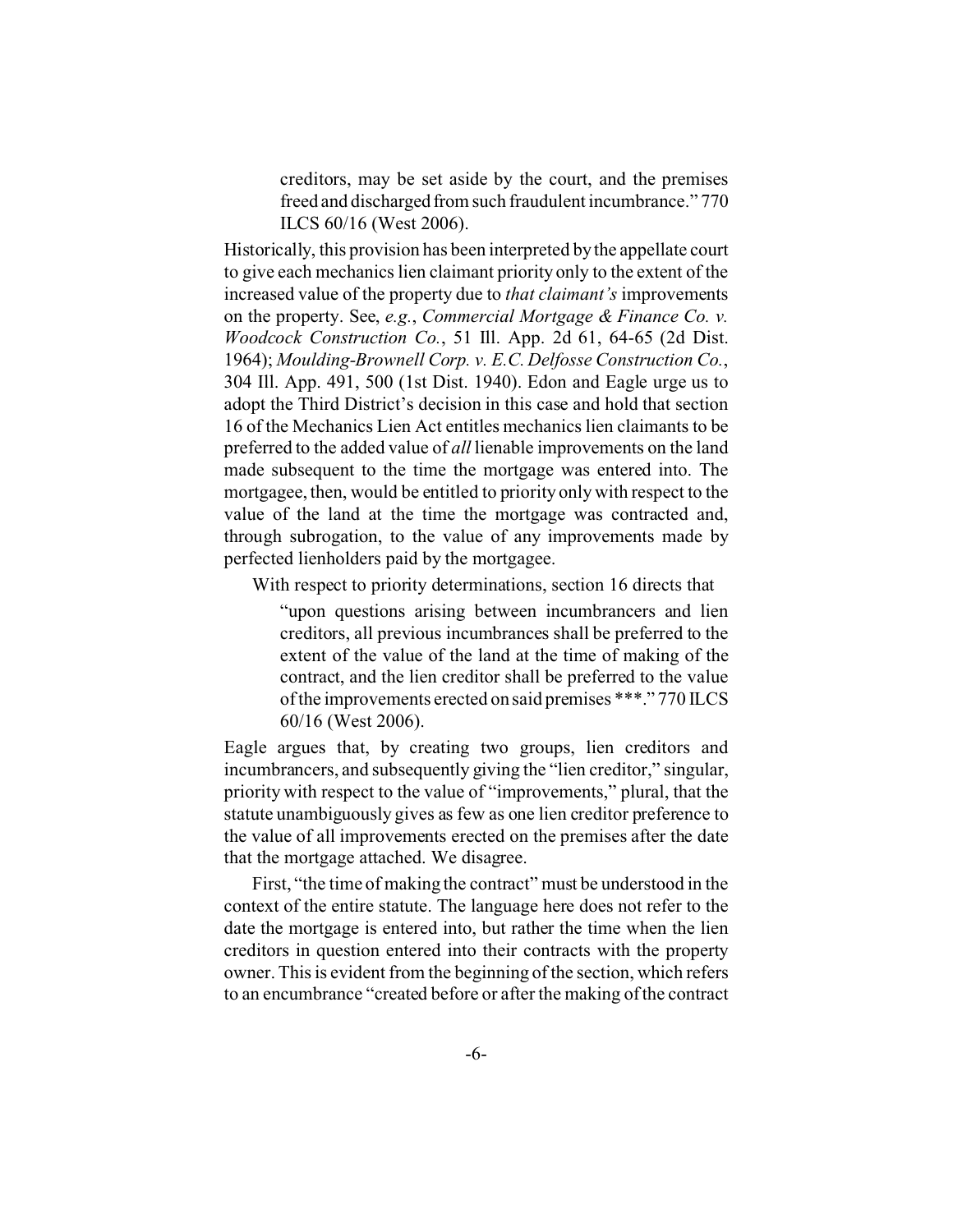> creditors, may be set aside by the court, and the premises freed and discharged from such fraudulent incumbrance." 770 ILCS 60/16 (West 2006).

Historically, this provision has been interpreted by the appellate court to give each mechanics lien claimant priority only to the extent of the increased value of the property due to *that claimant's* improvements on the property. See, *e.g.*, *Commercial Mortgage & Finance Co. v. Woodcock Construction Co.*, 51 Ill. App. 2d 61, 64-65 (2d Dist. 1964); *Moulding-Brownell Corp. v. E.C. Delfosse Construction Co.*, 304 Ill. App. 491, 500 (1st Dist. 1940). Edon and Eagle urge us to adopt the Third District's decision in this case and hold that section 16 of the Mechanics Lien Act entitles mechanics lien claimants to be preferred to the added value of *all* lienable improvements on the land made subsequent to the time the mortgage was entered into. The mortgagee, then, would be entitled to priority only with respect to the value of the land at the time the mortgage was contracted and, through subrogation, to the value of any improvements made by perfected lienholders paid by the mortgagee.

With respect to priority determinations, section 16 directs that

> "upon questions arising between incumbrancers and lien creditors, all previous incumbrances shall be preferred to the extent of the value of the land at the time of making of the contract, and the lien creditor shall be preferred to the value of the improvements erected on said premises ***." 770 ILCS 60/16 (West 2006).

Eagle argues that, by creating two groups, lien creditors and incumbrancers, and subsequently giving the "lien creditor," singular, priority with respect to the value of "improvements," plural, that the statute unambiguously gives as few as one lien creditor preference to the value of all improvements erected on the premises after the date that the mortgage attached. We disagree.

First, "the time of making the contract" must be understood in the context of the entire statute. The language here does not refer to the date the mortgage is entered into, but rather the time when the lien creditors in question entered into their contracts with the property owner. This is evident from the beginning of the section, which refers to an encumbrance "created before or after the making of the contract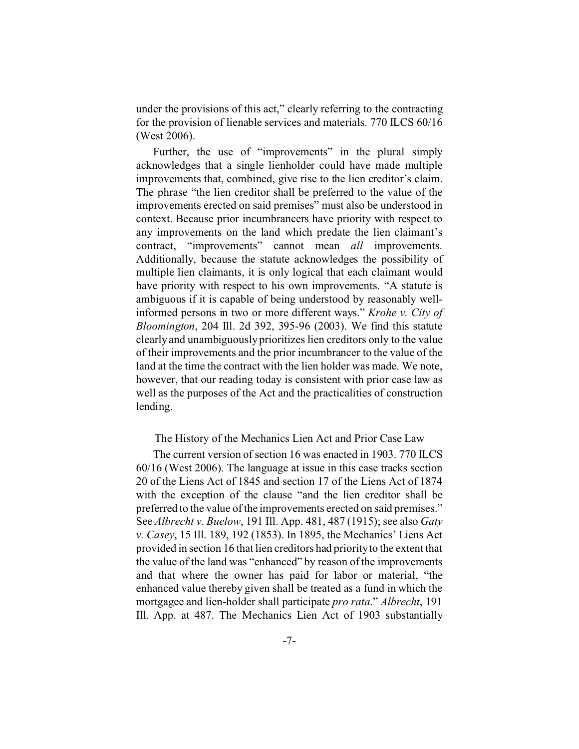under the provisions of this act," clearly referring to the contracting for the provision of lienable services and materials. 770 ILCS 60/16 (West 2006).

Further, the use of "improvements" in the plural simply acknowledges that a single lienholder could have made multiple improvements that, combined, give rise to the lien creditor's claim. The phrase "the lien creditor shall be preferred to the value of the improvements erected on said premises" must also be understood in context. Because prior incumbrancers have priority with respect to any improvements on the land which predate the lien claimant's contract, "improvements" cannot mean *all* improvements. Additionally, because the statute acknowledges the possibility of multiple lien claimants, it is only logical that each claimant would have priority with respect to his own improvements. "A statute is ambiguous if it is capable of being understood by reasonably well-informed persons in two or more different ways." *Krohe v. City of Bloomington*, 204 Ill. 2d 392, 395-96 (2003). We find this statute clearly and unambiguously prioritizes lien creditors only to the value of their improvements and the prior incumbrancer to the value of the land at the time the contract with the lien holder was made. We note, however, that our reading today is consistent with prior case law as well as the purposes of the Act and the practicalities of construction lending.

The History of the Mechanics Lien Act and Prior Case Law

The current version of section 16 was enacted in 1903. 770 ILCS 60/16 (West 2006). The language at issue in this case tracks section 20 of the Liens Act of 1845 and section 17 of the Liens Act of 1874 with the exception of the clause "and the lien creditor shall be preferred to the value of the improvements erected on said premises." See *Albrecht v. Buelow*, 191 Ill. App. 481, 487 (1915); see also *Gaty v. Casey*, 15 Ill. 189, 192 (1853). In 1895, the Mechanics' Liens Act provided in section 16 that lien creditors had priority to the extent that the value of the land was "enhanced" by reason of the improvements and that where the owner has paid for labor or material, "the enhanced value thereby given shall be treated as a fund in which the mortgagee and lien-holder shall participate *pro rata*." *Albrecht*, 191 Ill. App. at 487. The Mechanics Lien Act of 1903 substantially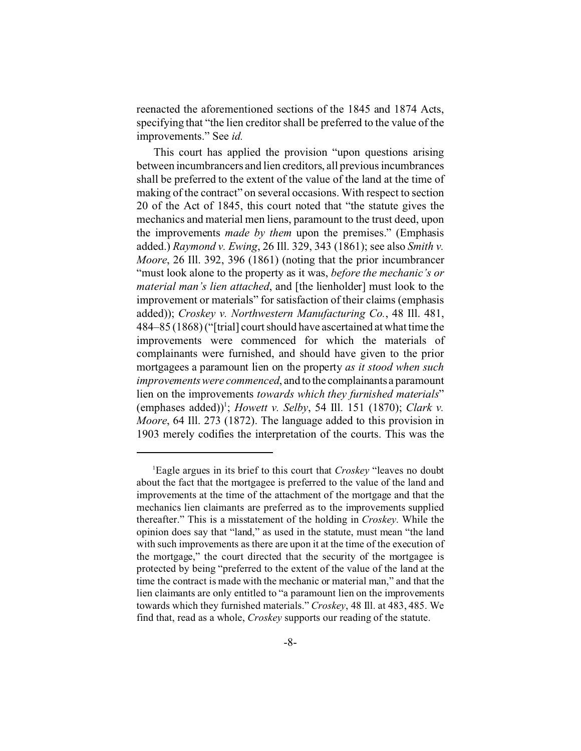reenacted the aforementioned sections of the 1845 and 1874 Acts, specifying that "the lien creditor shall be preferred to the value of the improvements." See *id.*

This court has applied the provision "upon questions arising between incumbrancers and lien creditors, all previous incumbrances shall be preferred to the extent of the value of the land at the time of making of the contract" on several occasions. With respect to section 20 of the Act of 1845, this court noted that "the statute gives the mechanics and material men liens, paramount to the trust deed, upon the improvements *made by them* upon the premises." (Emphasis added.) *Raymond v. Ewing*, 26 Ill. 329, 343 (1861); see also *Smith v. Moore*, 26 Ill. 392, 396 (1861) (noting that the prior incumbrancer "must look alone to the property as it was, *before the mechanic's or material man's lien attached*, and [the lienholder] must look to the improvement or materials" for satisfaction of their claims (emphasis added)); *Croskey v. Northwestern Manufacturing Co.*, 48 Ill. 481, 484–85 (1868) ("[trial] court should have ascertained at what time the improvements were commenced for which the materials of complainants were furnished, and should have given to the prior mortgagees a paramount lien on the property *as it stood when such improvements were commenced*, and to the complainants a paramount lien on the improvements *towards which they furnished materials*" (emphases added))[1]; *Howett v. Selby*, 54 Ill. 151 (1870); *Clark v. Moore*, 64 Ill. 273 (1872). The language added to this provision in 1903 merely codifies the interpretation of the courts. This was the

---

[1]Eagle argues in its brief to this court that *Croskey* "leaves no doubt about the fact that the mortgagee is preferred to the value of the land and improvements at the time of the attachment of the mortgage and that the mechanics lien claimants are preferred as to the improvements supplied thereafter." This is a misstatement of the holding in *Croskey*. While the opinion does say that "land," as used in the statute, must mean "the land with such improvements as there are upon it at the time of the execution of the mortgage," the court directed that the security of the mortgagee is protected by being "preferred to the extent of the value of the land at the time the contract is made with the mechanic or material man," and that the lien claimants are only entitled to "a paramount lien on the improvements towards which they furnished materials." *Croskey*, 48 Ill. at 483, 485. We find that, read as a whole, *Croskey* supports our reading of the statute.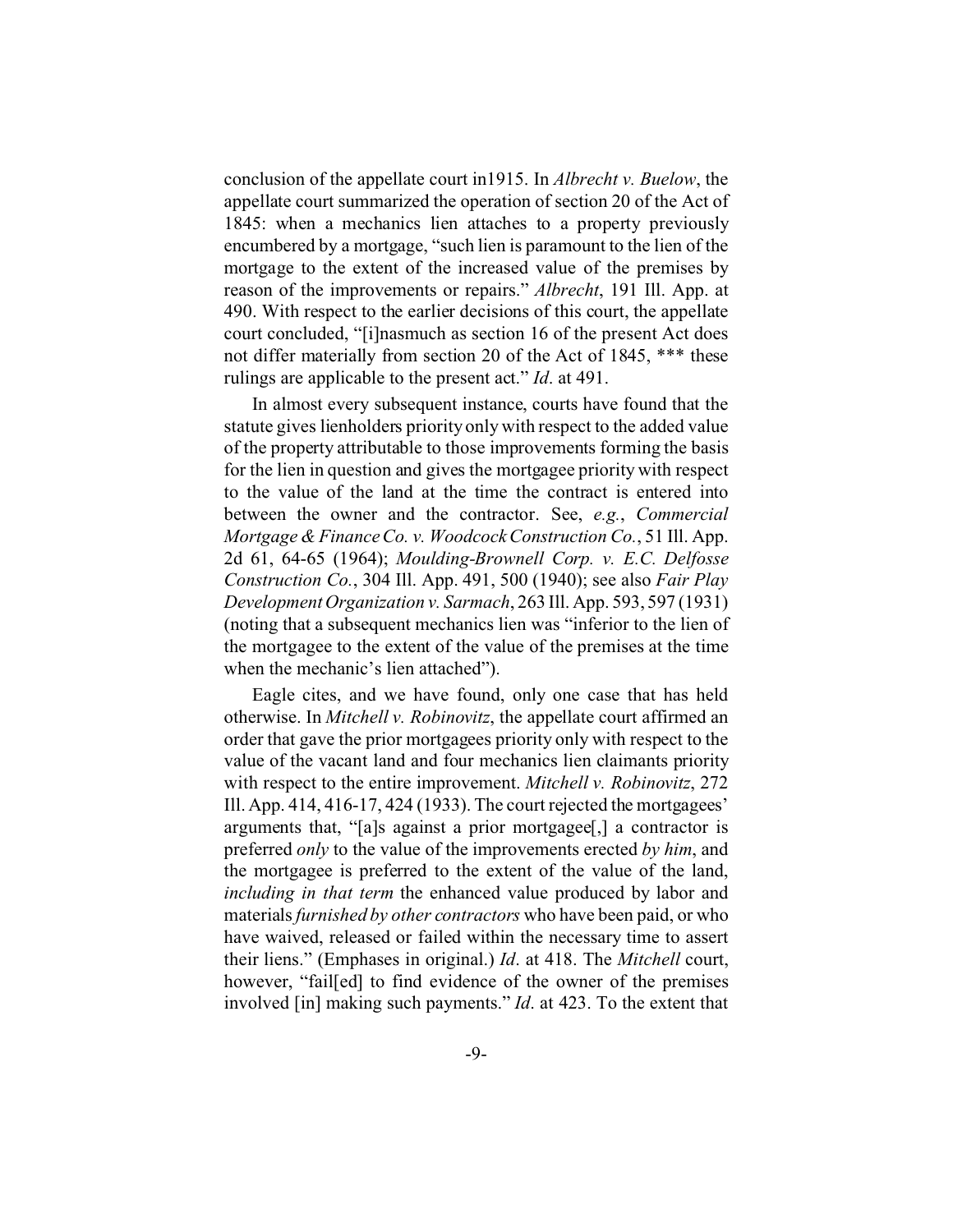conclusion of the appellate court in1915. In *Albrecht v. Buelow*, the appellate court summarized the operation of section 20 of the Act of 1845: when a mechanics lien attaches to a property previously encumbered by a mortgage, "such lien is paramount to the lien of the mortgage to the extent of the increased value of the premises by reason of the improvements or repairs." *Albrecht*, 191 Ill. App. at 490. With respect to the earlier decisions of this court, the appellate court concluded, "[i]nasmuch as section 16 of the present Act does not differ materially from section 20 of the Act of 1845, *** these rulings are applicable to the present act." *Id*. at 491.

In almost every subsequent instance, courts have found that the statute gives lienholders priority only with respect to the added value of the property attributable to those improvements forming the basis for the lien in question and gives the mortgagee priority with respect to the value of the land at the time the contract is entered into between the owner and the contractor. See, *e.g.*, *Commercial Mortgage & Finance Co. v. Woodcock Construction Co.*, 51 Ill. App. 2d 61, 64-65 (1964); *Moulding-Brownell Corp. v. E.C. Delfosse Construction Co.*, 304 Ill. App. 491, 500 (1940); see also *Fair Play Development Organization v. Sarmach*, 263 Ill. App. 593, 597 (1931) (noting that a subsequent mechanics lien was "inferior to the lien of the mortgagee to the extent of the value of the premises at the time when the mechanic's lien attached").

Eagle cites, and we have found, only one case that has held otherwise. In *Mitchell v. Robinovitz*, the appellate court affirmed an order that gave the prior mortgagees priority only with respect to the value of the vacant land and four mechanics lien claimants priority with respect to the entire improvement. *Mitchell v. Robinovitz*, 272 Ill. App. 414, 416-17, 424 (1933). The court rejected the mortgagees' arguments that, "[a]s against a prior mortgagee[,] a contractor is preferred *only* to the value of the improvements erected *by him*, and the mortgagee is preferred to the extent of the value of the land, *including in that term* the enhanced value produced by labor and materials *furnished by other contractors* who have been paid, or who have waived, released or failed within the necessary time to assert their liens." (Emphases in original.) *Id*. at 418. The *Mitchell* court, however, "fail[ed] to find evidence of the owner of the premises involved [in] making such payments." *Id*. at 423. To the extent that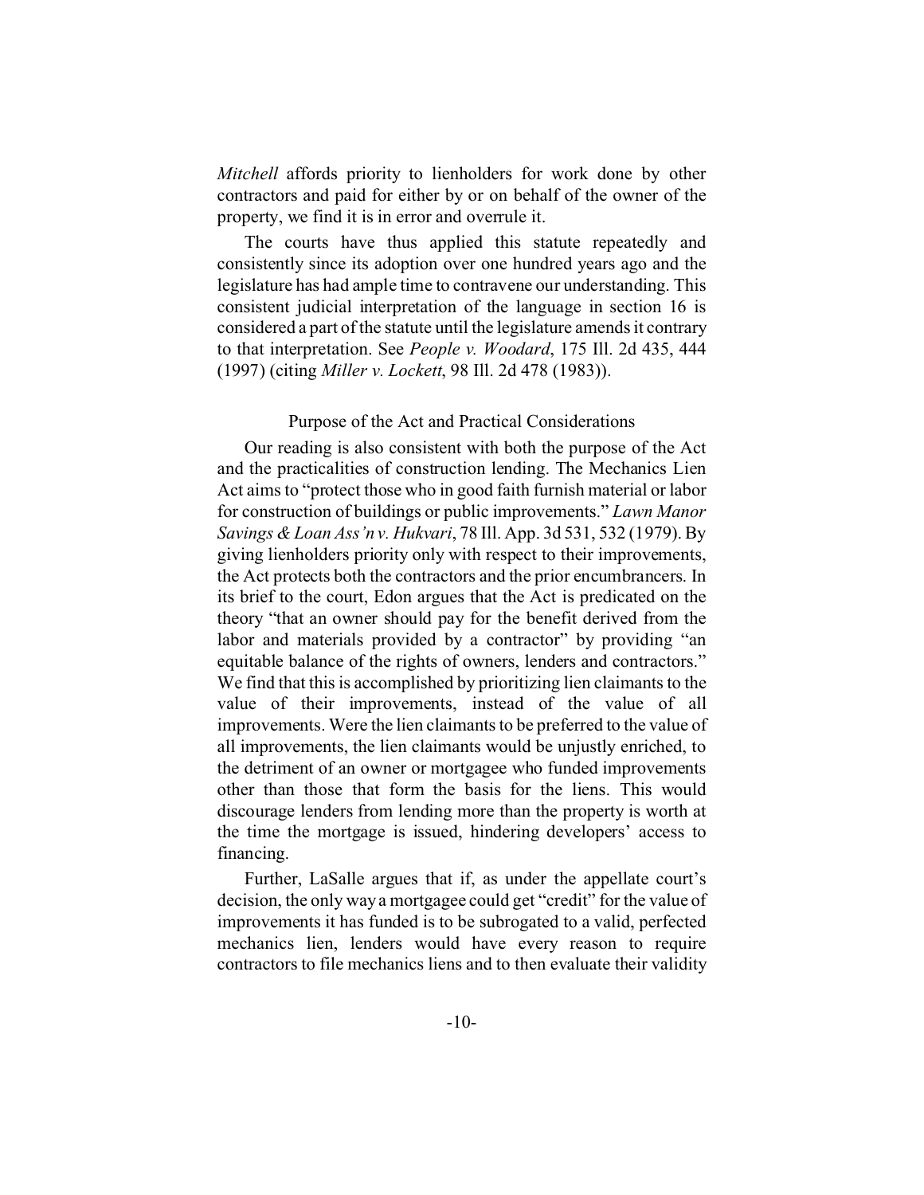*Mitchell* affords priority to lienholders for work done by other contractors and paid for either by or on behalf of the owner of the property, we find it is in error and overrule it.

The courts have thus applied this statute repeatedly and consistently since its adoption over one hundred years ago and the legislature has had ample time to contravene our understanding. This consistent judicial interpretation of the language in section 16 is considered a part of the statute until the legislature amends it contrary to that interpretation. See *People v. Woodard*, 175 Ill. 2d 435, 444 (1997) (citing *Miller v. Lockett*, 98 Ill. 2d 478 (1983)).

### Purpose of the Act and Practical Considerations

Our reading is also consistent with both the purpose of the Act and the practicalities of construction lending. The Mechanics Lien Act aims to "protect those who in good faith furnish material or labor for construction of buildings or public improvements." *Lawn Manor Savings & Loan Ass'n v. Hukvari*, 78 Ill. App. 3d 531, 532 (1979). By giving lienholders priority only with respect to their improvements, the Act protects both the contractors and the prior encumbrancers. In its brief to the court, Edon argues that the Act is predicated on the theory "that an owner should pay for the benefit derived from the labor and materials provided by a contractor" by providing "an equitable balance of the rights of owners, lenders and contractors." We find that this is accomplished by prioritizing lien claimants to the value of their improvements, instead of the value of all improvements. Were the lien claimants to be preferred to the value of all improvements, the lien claimants would be unjustly enriched, to the detriment of an owner or mortgagee who funded improvements other than those that form the basis for the liens. This would discourage lenders from lending more than the property is worth at the time the mortgage is issued, hindering developers' access to financing.

Further, LaSalle argues that if, as under the appellate court's decision, the only way a mortgagee could get "credit" for the value of improvements it has funded is to be subrogated to a valid, perfected mechanics lien, lenders would have every reason to require contractors to file mechanics liens and to then evaluate their validity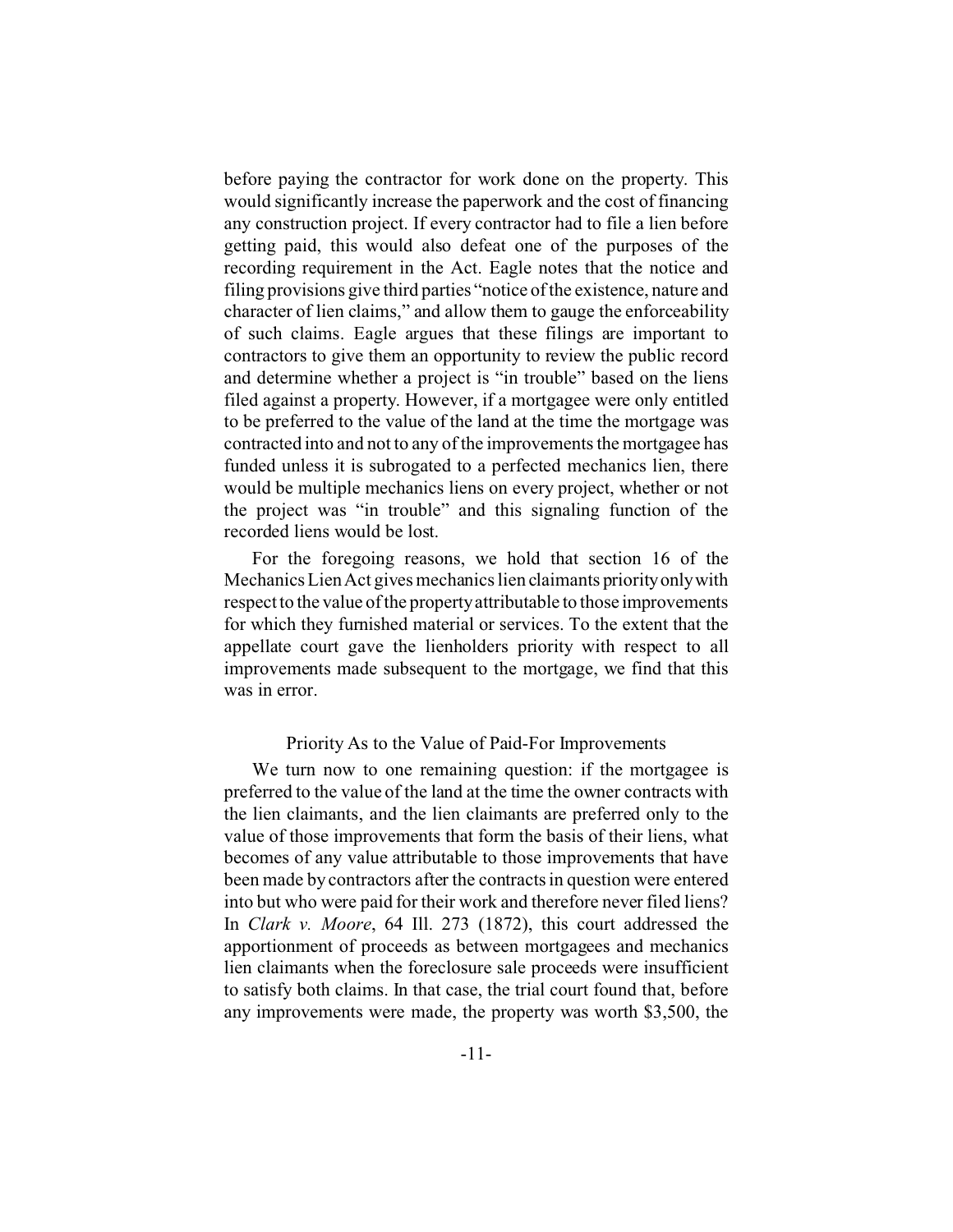before paying the contractor for work done on the property. This would significantly increase the paperwork and the cost of financing any construction project. If every contractor had to file a lien before getting paid, this would also defeat one of the purposes of the recording requirement in the Act. Eagle notes that the notice and filing provisions give third parties "notice of the existence, nature and character of lien claims," and allow them to gauge the enforceability of such claims. Eagle argues that these filings are important to contractors to give them an opportunity to review the public record and determine whether a project is "in trouble" based on the liens filed against a property. However, if a mortgagee were only entitled to be preferred to the value of the land at the time the mortgage was contracted into and not to any of the improvements the mortgagee has funded unless it is subrogated to a perfected mechanics lien, there would be multiple mechanics liens on every project, whether or not the project was "in trouble" and this signaling function of the recorded liens would be lost.

For the foregoing reasons, we hold that section 16 of the Mechanics Lien Act gives mechanics lien claimants priority only with respect to the value of the property attributable to those improvements for which they furnished material or services. To the extent that the appellate court gave the lienholders priority with respect to all improvements made subsequent to the mortgage, we find that this was in error.

### Priority As to the Value of Paid-For Improvements

We turn now to one remaining question: if the mortgagee is preferred to the value of the land at the time the owner contracts with the lien claimants, and the lien claimants are preferred only to the value of those improvements that form the basis of their liens, what becomes of any value attributable to those improvements that have been made by contractors after the contracts in question were entered into but who were paid for their work and therefore never filed liens? In *Clark v. Moore*, 64 Ill. 273 (1872), this court addressed the apportionment of proceeds as between mortgagees and mechanics lien claimants when the foreclosure sale proceeds were insufficient to satisfy both claims. In that case, the trial court found that, before any improvements were made, the property was worth $3,500, the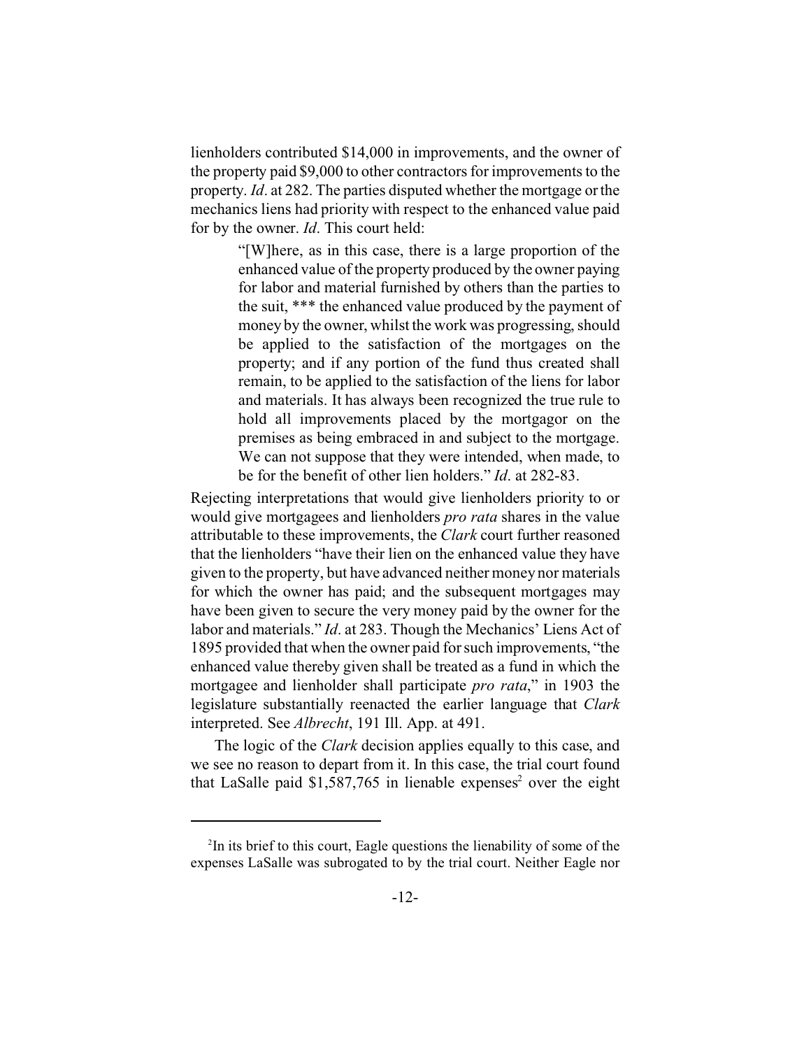lienholders contributed $14,000 in improvements, and the owner of the property paid $9,000 to other contractors for improvements to the property. *Id*. at 282. The parties disputed whether the mortgage or the mechanics liens had priority with respect to the enhanced value paid for by the owner. *Id*. This court held:

> "[W]here, as in this case, there is a large proportion of the enhanced value of the property produced by the owner paying for labor and material furnished by others than the parties to the suit, *** the enhanced value produced by the payment of money by the owner, whilst the work was progressing, should be applied to the satisfaction of the mortgages on the property; and if any portion of the fund thus created shall remain, to be applied to the satisfaction of the liens for labor and materials. It has always been recognized the true rule to hold all improvements placed by the mortgagor on the premises as being embraced in and subject to the mortgage. We can not suppose that they were intended, when made, to be for the benefit of other lien holders." *Id*. at 282-83.

Rejecting interpretations that would give lienholders priority to or would give mortgagees and lienholders *pro rata* shares in the value attributable to these improvements, the *Clark* court further reasoned that the lienholders "have their lien on the enhanced value they have given to the property, but have advanced neither money nor materials for which the owner has paid; and the subsequent mortgages may have been given to secure the very money paid by the owner for the labor and materials." *Id*. at 283. Though the Mechanics' Liens Act of 1895 provided that when the owner paid for such improvements, "the enhanced value thereby given shall be treated as a fund in which the mortgagee and lienholder shall participate *pro rata*," in 1903 the legislature substantially reenacted the earlier language that *Clark* interpreted. See *Albrecht*, 191 Ill. App. at 491.

The logic of the *Clark* decision applies equally to this case, and we see no reason to depart from it. In this case, the trial court found that LaSalle paid $1,587,765 in lienable expenses[2] over the eight

---

[2]In its brief to this court, Eagle questions the lienability of some of the expenses LaSalle was subrogated to by the trial court. Neither Eagle nor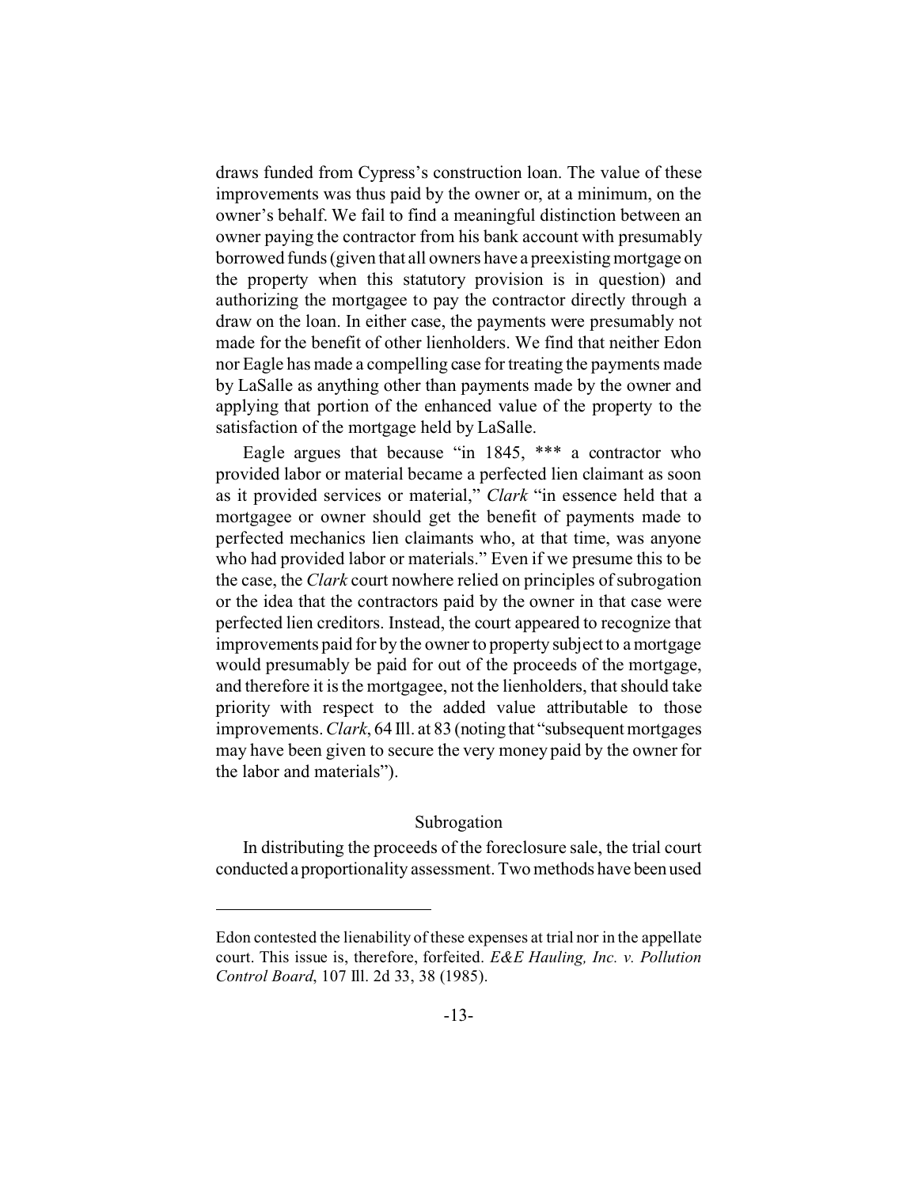draws funded from Cypress's construction loan. The value of these improvements was thus paid by the owner or, at a minimum, on the owner's behalf. We fail to find a meaningful distinction between an owner paying the contractor from his bank account with presumably borrowed funds (given that all owners have a preexisting mortgage on the property when this statutory provision is in question) and authorizing the mortgagee to pay the contractor directly through a draw on the loan. In either case, the payments were presumably not made for the benefit of other lienholders. We find that neither Edon nor Eagle has made a compelling case for treating the payments made by LaSalle as anything other than payments made by the owner and applying that portion of the enhanced value of the property to the satisfaction of the mortgage held by LaSalle.

Eagle argues that because "in 1845, *** a contractor who provided labor or material became a perfected lien claimant as soon as it provided services or material," *Clark* "in essence held that a mortgagee or owner should get the benefit of payments made to perfected mechanics lien claimants who, at that time, was anyone who had provided labor or materials." Even if we presume this to be the case, the *Clark* court nowhere relied on principles of subrogation or the idea that the contractors paid by the owner in that case were perfected lien creditors. Instead, the court appeared to recognize that improvements paid for by the owner to property subject to a mortgage would presumably be paid for out of the proceeds of the mortgage, and therefore it is the mortgagee, not the lienholders, that should take priority with respect to the added value attributable to those improvements. *Clark*, 64 Ill. at 83 (noting that "subsequent mortgages may have been given to secure the very money paid by the owner for the labor and materials").

## Subrogation

In distributing the proceeds of the foreclosure sale, the trial court conducted a proportionality assessment. Two methods have been used

---

Edon contested the lienability of these expenses at trial nor in the appellate court. This issue is, therefore, forfeited. *E&E Hauling, Inc. v. Pollution Control Board*, 107 Ill. 2d 33, 38 (1985).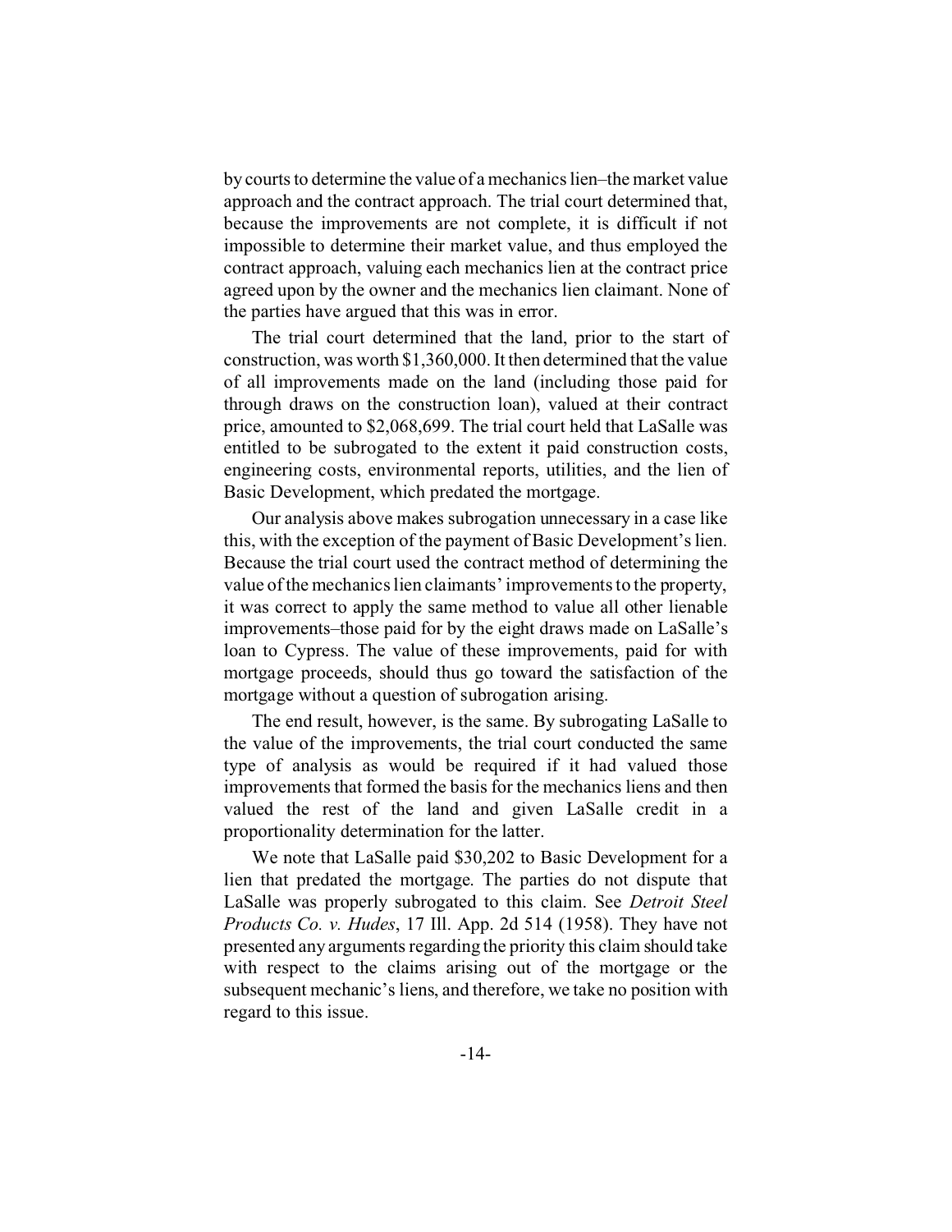by courts to determine the value of a mechanics lien–the market value approach and the contract approach. The trial court determined that, because the improvements are not complete, it is difficult if not impossible to determine their market value, and thus employed the contract approach, valuing each mechanics lien at the contract price agreed upon by the owner and the mechanics lien claimant. None of the parties have argued that this was in error.

The trial court determined that the land, prior to the start of construction, was worth $1,360,000. It then determined that the value of all improvements made on the land (including those paid for through draws on the construction loan), valued at their contract price, amounted to $2,068,699. The trial court held that LaSalle was entitled to be subrogated to the extent it paid construction costs, engineering costs, environmental reports, utilities, and the lien of Basic Development, which predated the mortgage.

Our analysis above makes subrogation unnecessary in a case like this, with the exception of the payment of Basic Development's lien. Because the trial court used the contract method of determining the value of the mechanics lien claimants' improvements to the property, it was correct to apply the same method to value all other lienable improvements–those paid for by the eight draws made on LaSalle's loan to Cypress. The value of these improvements, paid for with mortgage proceeds, should thus go toward the satisfaction of the mortgage without a question of subrogation arising.

The end result, however, is the same. By subrogating LaSalle to the value of the improvements, the trial court conducted the same type of analysis as would be required if it had valued those improvements that formed the basis for the mechanics liens and then valued the rest of the land and given LaSalle credit in a proportionality determination for the latter.

We note that LaSalle paid $30,202 to Basic Development for a lien that predated the mortgage. The parties do not dispute that LaSalle was properly subrogated to this claim. See *Detroit Steel Products Co. v. Hudes*, 17 Ill. App. 2d 514 (1958). They have not presented any arguments regarding the priority this claim should take with respect to the claims arising out of the mortgage or the subsequent mechanic's liens, and therefore, we take no position with regard to this issue.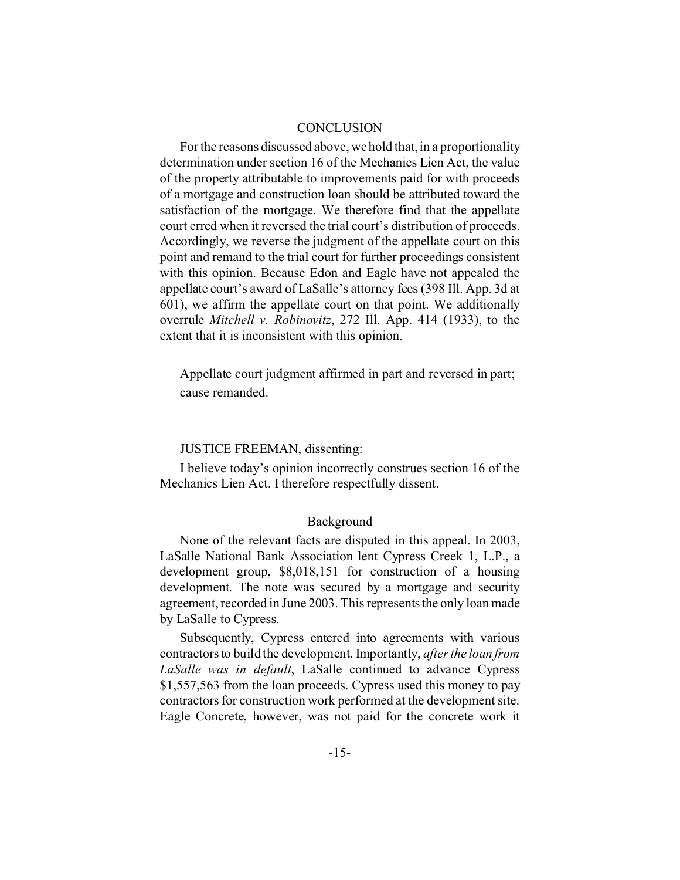## CONCLUSION

For the reasons discussed above, we hold that, in a proportionality determination under section 16 of the Mechanics Lien Act, the value of the property attributable to improvements paid for with proceeds of a mortgage and construction loan should be attributed toward the satisfaction of the mortgage. We therefore find that the appellate court erred when it reversed the trial court's distribution of proceeds. Accordingly, we reverse the judgment of the appellate court on this point and remand to the trial court for further proceedings consistent with this opinion. Because Edon and Eagle have not appealed the appellate court's award of LaSalle's attorney fees (398 Ill. App. 3d at 601), we affirm the appellate court on that point. We additionally overrule *Mitchell v. Robinovitz*, 272 Ill. App. 414 (1933), to the extent that it is inconsistent with this opinion.

Appellate court judgment affirmed in part and reversed in part; cause remanded.

JUSTICE FREEMAN, dissenting:

I believe today's opinion incorrectly construes section 16 of the Mechanics Lien Act. I therefore respectfully dissent.

### Background

None of the relevant facts are disputed in this appeal. In 2003, LaSalle National Bank Association lent Cypress Creek 1, L.P., a development group, $8,018,151 for construction of a housing development. The note was secured by a mortgage and security agreement, recorded in June 2003. This represents the only loan made by LaSalle to Cypress.

Subsequently, Cypress entered into agreements with various contractors to build the development. Importantly, *after the loan from LaSalle was in default*, LaSalle continued to advance Cypress $1,557,563 from the loan proceeds. Cypress used this money to pay contractors for construction work performed at the development site. Eagle Concrete, however, was not paid for the concrete work it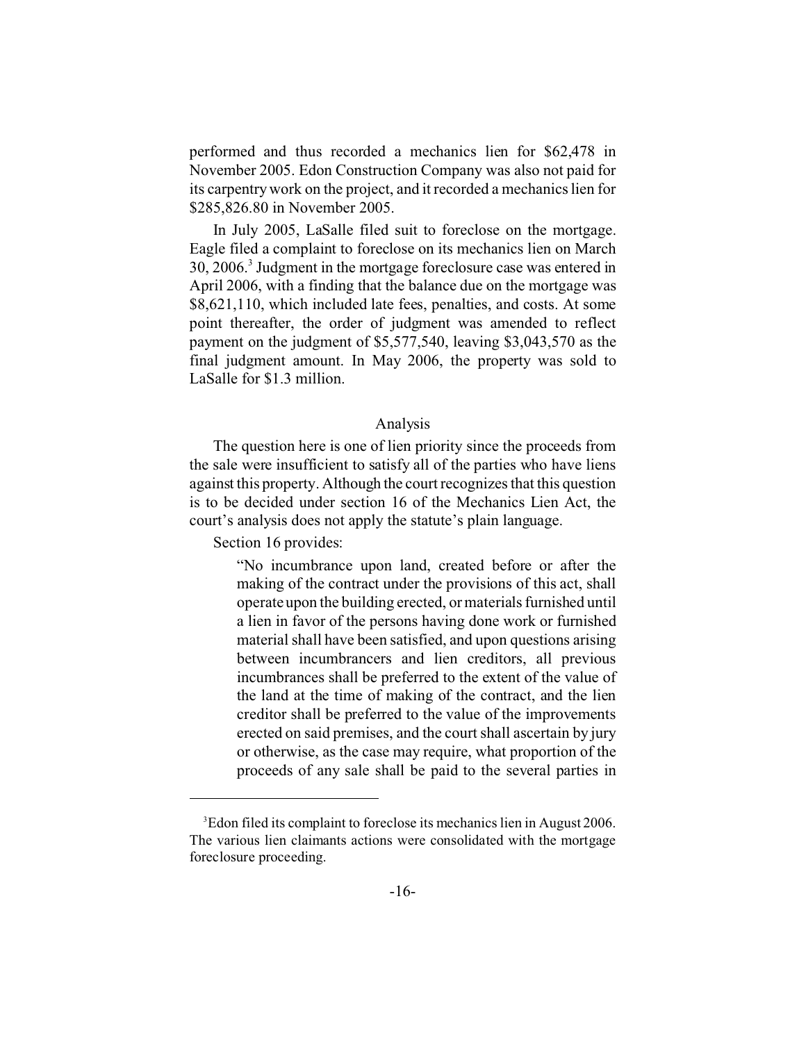performed and thus recorded a mechanics lien for $62,478 in November 2005. Edon Construction Company was also not paid for its carpentry work on the project, and it recorded a mechanics lien for $285,826.80 in November 2005.

In July 2005, LaSalle filed suit to foreclose on the mortgage. Eagle filed a complaint to foreclose on its mechanics lien on March 30, 2006.[3] Judgment in the mortgage foreclosure case was entered in April 2006, with a finding that the balance due on the mortgage was $8,621,110, which included late fees, penalties, and costs. At some point thereafter, the order of judgment was amended to reflect payment on the judgment of $5,577,540, leaving $3,043,570 as the final judgment amount. In May 2006, the property was sold to LaSalle for $1.3 million.

## Analysis

The question here is one of lien priority since the proceeds from the sale were insufficient to satisfy all of the parties who have liens against this property. Although the court recognizes that this question is to be decided under section 16 of the Mechanics Lien Act, the court's analysis does not apply the statute's plain language.

Section 16 provides:

> "No incumbrance upon land, created before or after the making of the contract under the provisions of this act, shall operate upon the building erected, or materials furnished until a lien in favor of the persons having done work or furnished material shall have been satisfied, and upon questions arising between incumbrancers and lien creditors, all previous incumbrances shall be preferred to the extent of the value of the land at the time of making of the contract, and the lien creditor shall be preferred to the value of the improvements erected on said premises, and the court shall ascertain by jury or otherwise, as the case may require, what proportion of the proceeds of any sale shall be paid to the several parties in

---

[3] Edon filed its complaint to foreclose its mechanics lien in August 2006. The various lien claimants actions were consolidated with the mortgage foreclosure proceeding.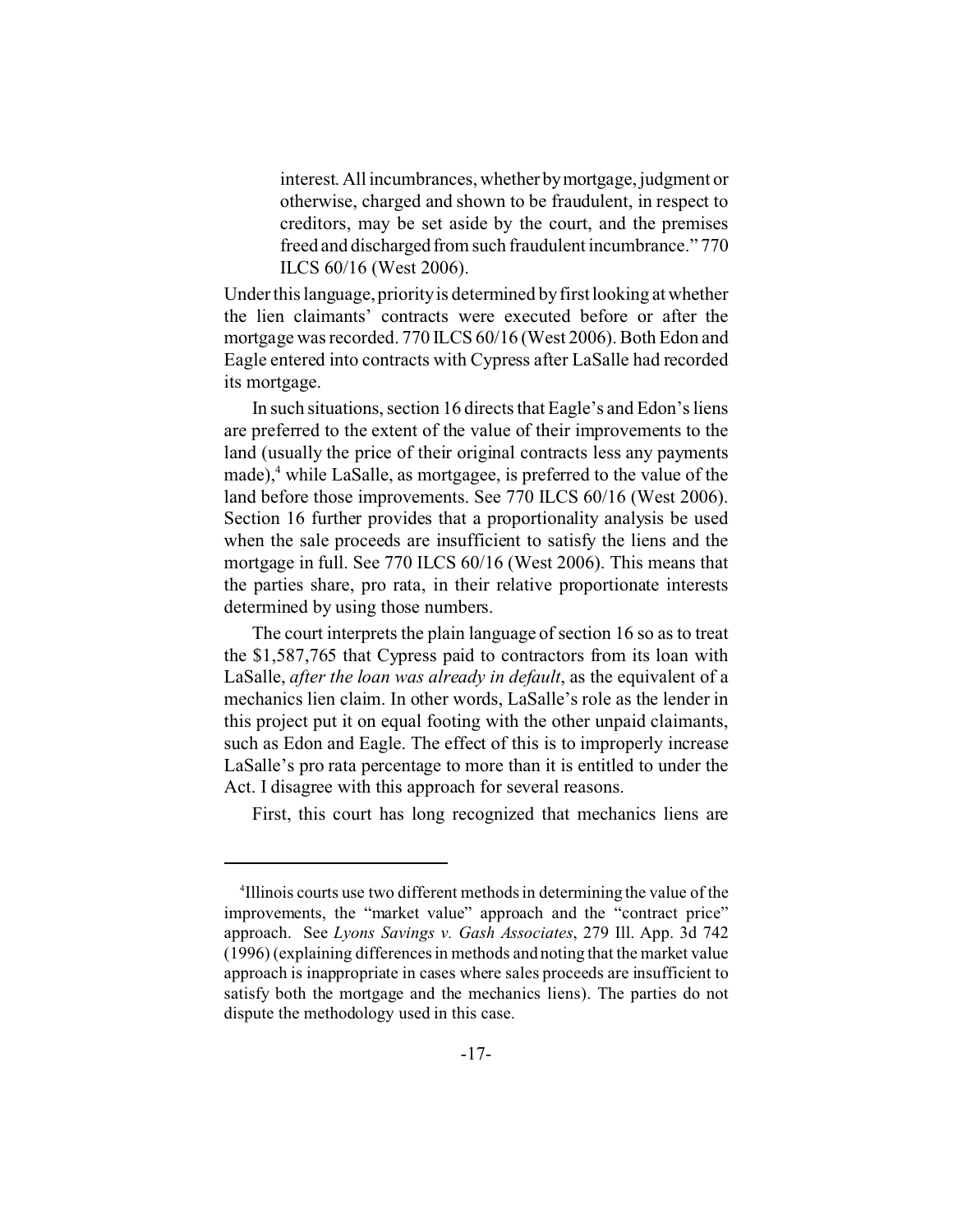> interest. All incumbrances, whether by mortgage, judgment or otherwise, charged and shown to be fraudulent, in respect to creditors, may be set aside by the court, and the premises freed and discharged from such fraudulent incumbrance." 770 ILCS 60/16 (West 2006).

Under this language, priority is determined by first looking at whether the lien claimants' contracts were executed before or after the mortgage was recorded. 770 ILCS 60/16 (West 2006). Both Edon and Eagle entered into contracts with Cypress after LaSalle had recorded its mortgage.

In such situations, section 16 directs that Eagle's and Edon's liens are preferred to the extent of the value of their improvements to the land (usually the price of their original contracts less any payments made),[4] while LaSalle, as mortgagee, is preferred to the value of the land before those improvements. See 770 ILCS 60/16 (West 2006). Section 16 further provides that a proportionality analysis be used when the sale proceeds are insufficient to satisfy the liens and the mortgage in full. See 770 ILCS 60/16 (West 2006). This means that the parties share, pro rata, in their relative proportionate interests determined by using those numbers.

The court interprets the plain language of section 16 so as to treat the $1,587,765 that Cypress paid to contractors from its loan with LaSalle, *after the loan was already in default*, as the equivalent of a mechanics lien claim. In other words, LaSalle's role as the lender in this project put it on equal footing with the other unpaid claimants, such as Edon and Eagle. The effect of this is to improperly increase LaSalle's pro rata percentage to more than it is entitled to under the Act. I disagree with this approach for several reasons.

First, this court has long recognized that mechanics liens are

---

[4] Illinois courts use two different methods in determining the value of the improvements, the "market value" approach and the "contract price" approach. See *Lyons Savings v. Gash Associates*, 279 Ill. App. 3d 742 (1996) (explaining differences in methods and noting that the market value approach is inappropriate in cases where sales proceeds are insufficient to satisfy both the mortgage and the mechanics liens). The parties do not dispute the methodology used in this case.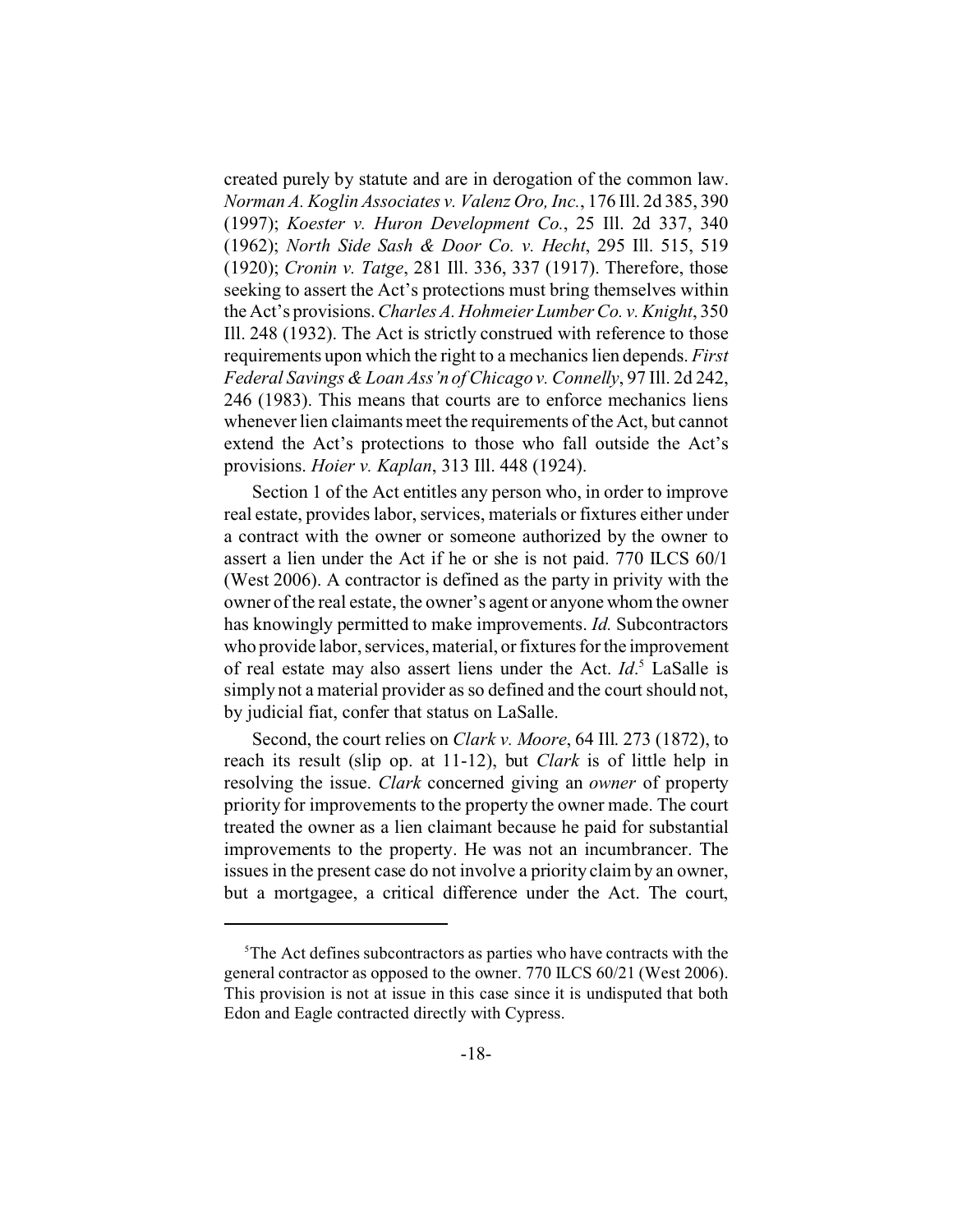created purely by statute and are in derogation of the common law. *Norman A. Koglin Associates v. Valenz Oro, Inc.*, 176 Ill. 2d 385, 390 (1997); *Koester v. Huron Development Co.*, 25 Ill. 2d 337, 340 (1962); *North Side Sash & Door Co. v. Hecht*, 295 Ill. 515, 519 (1920); *Cronin v. Tatge*, 281 Ill. 336, 337 (1917). Therefore, those seeking to assert the Act's protections must bring themselves within the Act's provisions. *Charles A. Hohmeier Lumber Co. v. Knight*, 350 Ill. 248 (1932). The Act is strictly construed with reference to those requirements upon which the right to a mechanics lien depends. *First Federal Savings & Loan Ass'n of Chicago v. Connelly*, 97 Ill. 2d 242, 246 (1983). This means that courts are to enforce mechanics liens whenever lien claimants meet the requirements of the Act, but cannot extend the Act's protections to those who fall outside the Act's provisions. *Hoier v. Kaplan*, 313 Ill. 448 (1924).

Section 1 of the Act entitles any person who, in order to improve real estate, provides labor, services, materials or fixtures either under a contract with the owner or someone authorized by the owner to assert a lien under the Act if he or she is not paid. 770 ILCS 60/1 (West 2006). A contractor is defined as the party in privity with the owner of the real estate, the owner's agent or anyone whom the owner has knowingly permitted to make improvements. *Id.* Subcontractors who provide labor, services, material, or fixtures for the improvement of real estate may also assert liens under the Act. *Id*.[5] LaSalle is simply not a material provider as so defined and the court should not, by judicial fiat, confer that status on LaSalle.

Second, the court relies on *Clark v. Moore*, 64 Ill. 273 (1872), to reach its result (slip op. at 11-12), but *Clark* is of little help in resolving the issue. *Clark* concerned giving an *owner* of property priority for improvements to the property the owner made. The court treated the owner as a lien claimant because he paid for substantial improvements to the property. He was not an incumbrancer. The issues in the present case do not involve a priority claim by an owner, but a mortgagee, a critical difference under the Act. The court,

---

[5] The Act defines subcontractors as parties who have contracts with the general contractor as opposed to the owner. 770 ILCS 60/21 (West 2006). This provision is not at issue in this case since it is undisputed that both Edon and Eagle contracted directly with Cypress.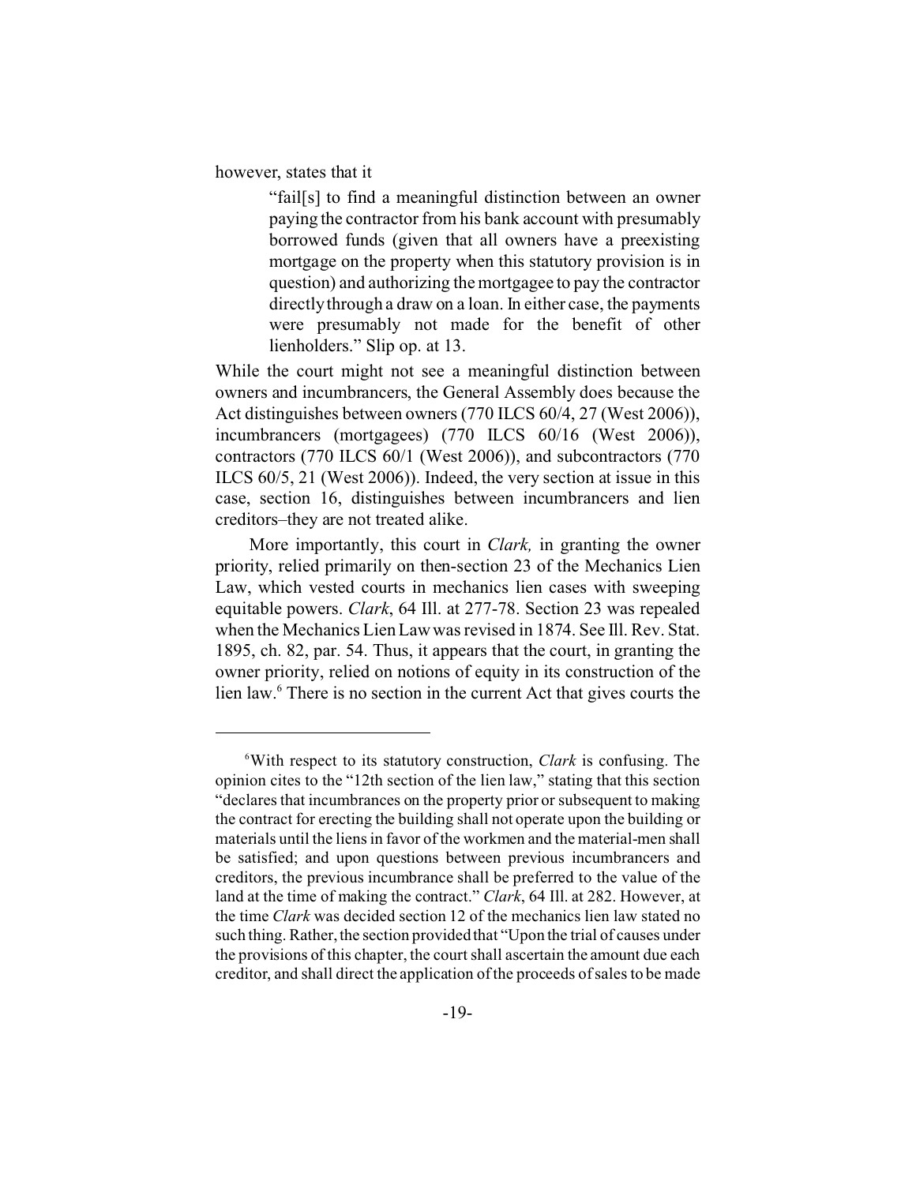however, states that it

> "fail[s] to find a meaningful distinction between an owner paying the contractor from his bank account with presumably borrowed funds (given that all owners have a preexisting mortgage on the property when this statutory provision is in question) and authorizing the mortgagee to pay the contractor directly through a draw on a loan. In either case, the payments were presumably not made for the benefit of other lienholders." Slip op. at 13.

While the court might not see a meaningful distinction between owners and incumbrancers, the General Assembly does because the Act distinguishes between owners (770 ILCS 60/4, 27 (West 2006)), incumbrancers (mortgagees) (770 ILCS 60/16 (West 2006)), contractors (770 ILCS 60/1 (West 2006)), and subcontractors (770 ILCS 60/5, 21 (West 2006)). Indeed, the very section at issue in this case, section 16, distinguishes between incumbrancers and lien creditors–they are not treated alike.

More importantly, this court in *Clark,* in granting the owner priority, relied primarily on then-section 23 of the Mechanics Lien Law, which vested courts in mechanics lien cases with sweeping equitable powers. *Clark*, 64 Ill. at 277-78. Section 23 was repealed when the Mechanics Lien Law was revised in 1874. See Ill. Rev. Stat. 1895, ch. 82, par. 54. Thus, it appears that the court, in granting the owner priority, relied on notions of equity in its construction of the lien law.[6] There is no section in the current Act that gives courts the

---

[6]With respect to its statutory construction, *Clark* is confusing. The opinion cites to the "12th section of the lien law," stating that this section "declares that incumbrances on the property prior or subsequent to making the contract for erecting the building shall not operate upon the building or materials until the liens in favor of the workmen and the material-men shall be satisfied; and upon questions between previous incumbrancers and creditors, the previous incumbrance shall be preferred to the value of the land at the time of making the contract." *Clark*, 64 Ill. at 282. However, at the time *Clark* was decided section 12 of the mechanics lien law stated no such thing. Rather, the section provided that "Upon the trial of causes under the provisions of this chapter, the court shall ascertain the amount due each creditor, and shall direct the application of the proceeds of sales to be made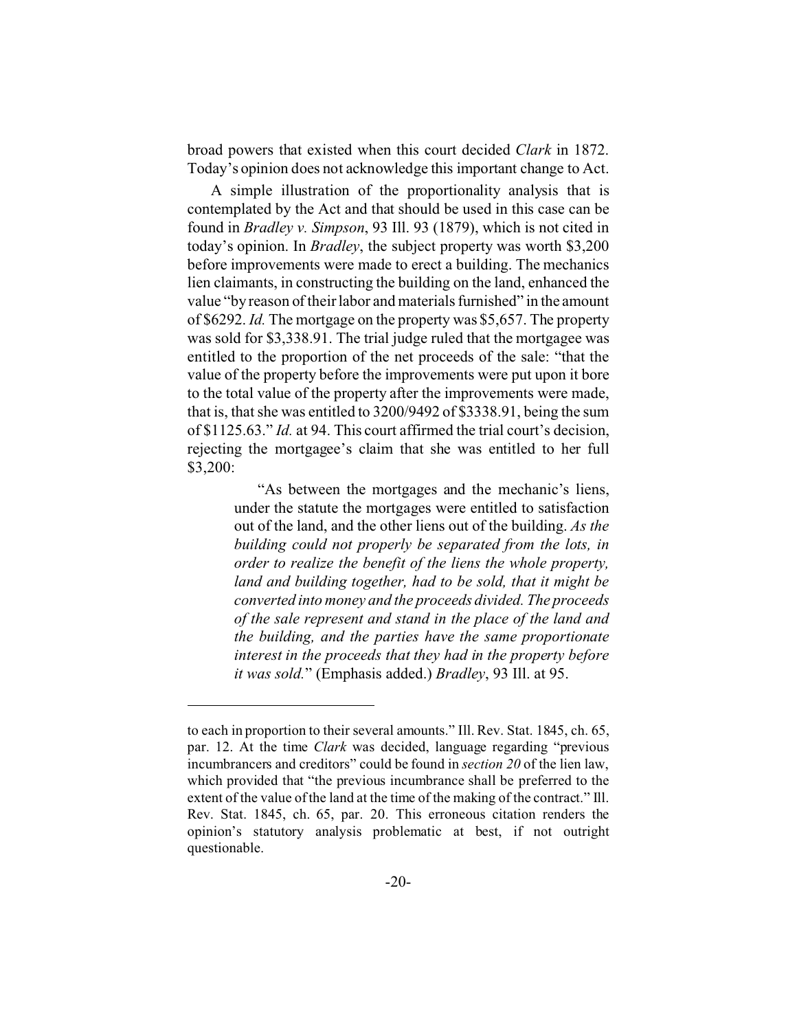broad powers that existed when this court decided *Clark* in 1872. Today's opinion does not acknowledge this important change to Act.

A simple illustration of the proportionality analysis that is contemplated by the Act and that should be used in this case can be found in *Bradley v. Simpson*, 93 Ill. 93 (1879), which is not cited in today's opinion. In *Bradley*, the subject property was worth $3,200 before improvements were made to erect a building. The mechanics lien claimants, in constructing the building on the land, enhanced the value "by reason of their labor and materials furnished" in the amount of $6292. *Id.* The mortgage on the property was $5,657. The property was sold for $3,338.91. The trial judge ruled that the mortgagee was entitled to the proportion of the net proceeds of the sale: "that the value of the property before the improvements were put upon it bore to the total value of the property after the improvements were made, that is, that she was entitled to 3200/9492 of $3338.91, being the sum of $1125.63." *Id.* at 94. This court affirmed the trial court's decision, rejecting the mortgagee's claim that she was entitled to her full $3,200:

> "As between the mortgages and the mechanic's liens, under the statute the mortgages were entitled to satisfaction out of the land, and the other liens out of the building. *As the building could not properly be separated from the lots, in order to realize the benefit of the liens the whole property, land and building together, had to be sold, that it might be converted into money and the proceeds divided. The proceeds of the sale represent and stand in the place of the land and the building, and the parties have the same proportionate interest in the proceeds that they had in the property before it was sold.*" (Emphasis added.) *Bradley*, 93 Ill. at 95.

---

to each in proportion to their several amounts." Ill. Rev. Stat. 1845, ch. 65, par. 12. At the time *Clark* was decided, language regarding "previous incumbrancers and creditors" could be found in *section 20* of the lien law, which provided that "the previous incumbrance shall be preferred to the extent of the value of the land at the time of the making of the contract." Ill. Rev. Stat. 1845, ch. 65, par. 20. This erroneous citation renders the opinion's statutory analysis problematic at best, if not outright questionable.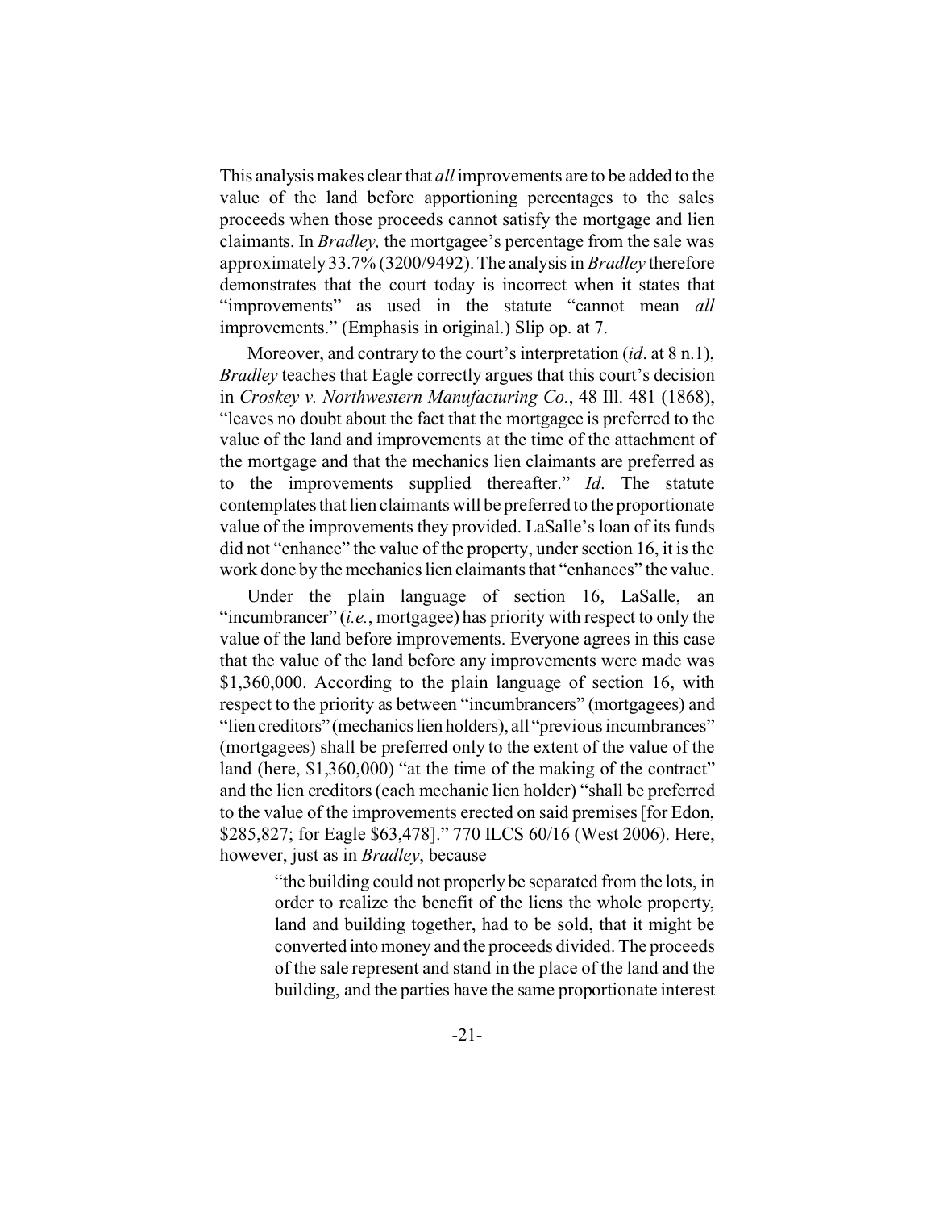This analysis makes clear that *all* improvements are to be added to the value of the land before apportioning percentages to the sales proceeds when those proceeds cannot satisfy the mortgage and lien claimants. In *Bradley,* the mortgagee's percentage from the sale was approximately 33.7% (3200/9492). The analysis in *Bradley* therefore demonstrates that the court today is incorrect when it states that "improvements" as used in the statute "cannot mean *all* improvements." (Emphasis in original.) Slip op. at 7.

Moreover, and contrary to the court's interpretation (*id*. at 8 n.1), *Bradley* teaches that Eagle correctly argues that this court's decision in *Croskey v. Northwestern Manufacturing Co.*, 48 Ill. 481 (1868), "leaves no doubt about the fact that the mortgagee is preferred to the value of the land and improvements at the time of the attachment of the mortgage and that the mechanics lien claimants are preferred as to the improvements supplied thereafter." *Id*. The statute contemplates that lien claimants will be preferred to the proportionate value of the improvements they provided. LaSalle's loan of its funds did not "enhance" the value of the property, under section 16, it is the work done by the mechanics lien claimants that "enhances" the value.

Under the plain language of section 16, LaSalle, an "incumbrancer" (*i.e.*, mortgagee) has priority with respect to only the value of the land before improvements. Everyone agrees in this case that the value of the land before any improvements were made was $1,360,000. According to the plain language of section 16, with respect to the priority as between "incumbrancers" (mortgagees) and "lien creditors" (mechanics lien holders), all "previous incumbrances" (mortgagees) shall be preferred only to the extent of the value of the land (here, $1,360,000) "at the time of the making of the contract" and the lien creditors (each mechanic lien holder) "shall be preferred to the value of the improvements erected on said premises [for Edon, $285,827; for Eagle $63,478]." 770 ILCS 60/16 (West 2006). Here, however, just as in *Bradley*, because

> "the building could not properly be separated from the lots, in order to realize the benefit of the liens the whole property, land and building together, had to be sold, that it might be converted into money and the proceeds divided. The proceeds of the sale represent and stand in the place of the land and the building, and the parties have the same proportionate interest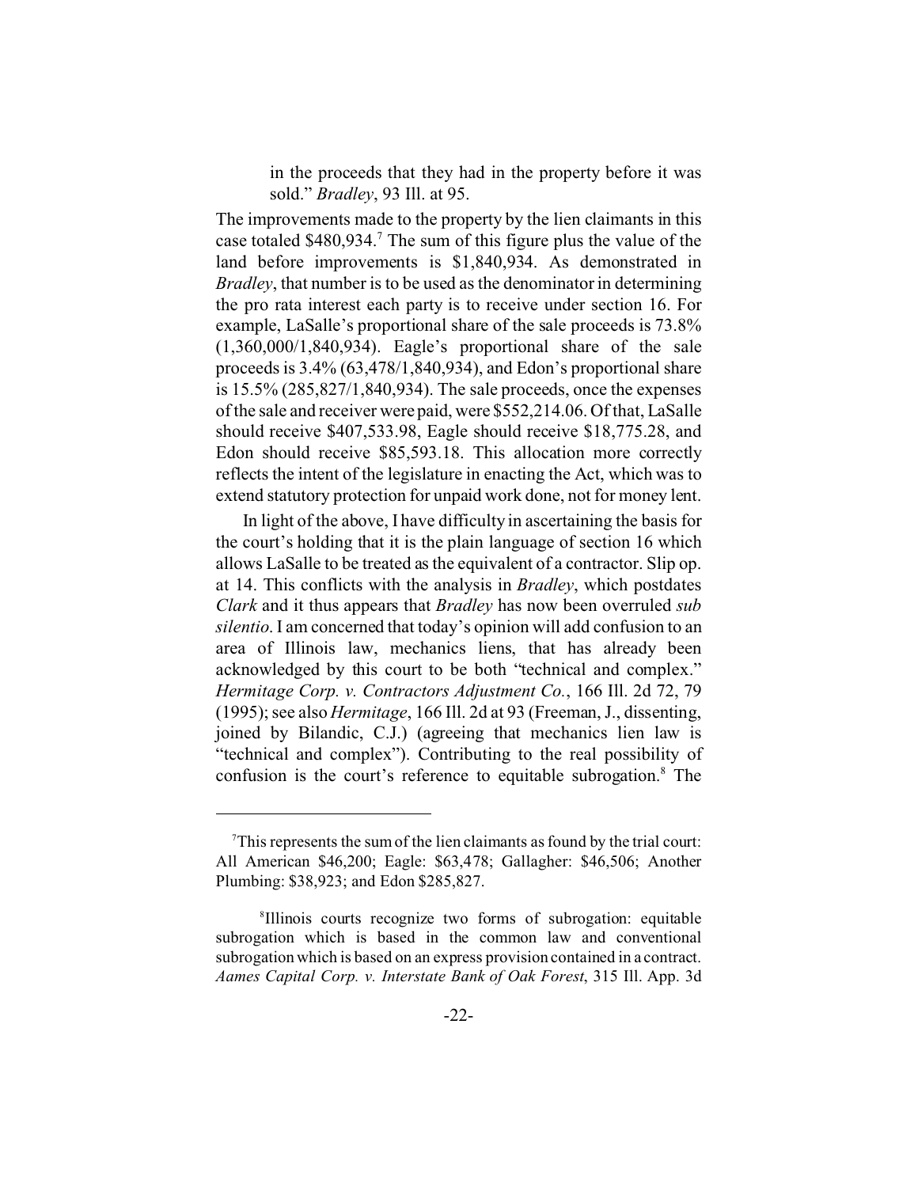> in the proceeds that they had in the property before it was sold." *Bradley*, 93 Ill. at 95.

The improvements made to the property by the lien claimants in this case totaled $480,934.[7] The sum of this figure plus the value of the land before improvements is $1,840,934. As demonstrated in *Bradley*, that number is to be used as the denominator in determining the pro rata interest each party is to receive under section 16. For example, LaSalle's proportional share of the sale proceeds is 73.8% (1,360,000/1,840,934). Eagle's proportional share of the sale proceeds is 3.4% (63,478/1,840,934), and Edon's proportional share is 15.5% (285,827/1,840,934). The sale proceeds, once the expenses of the sale and receiver were paid, were $552,214.06. Of that, LaSalle should receive $407,533.98, Eagle should receive $18,775.28, and Edon should receive $85,593.18. This allocation more correctly reflects the intent of the legislature in enacting the Act, which was to extend statutory protection for unpaid work done, not for money lent.

In light of the above, I have difficulty in ascertaining the basis for the court's holding that it is the plain language of section 16 which allows LaSalle to be treated as the equivalent of a contractor. Slip op. at 14. This conflicts with the analysis in *Bradley*, which postdates *Clark* and it thus appears that *Bradley* has now been overruled *sub silentio*. I am concerned that today's opinion will add confusion to an area of Illinois law, mechanics liens, that has already been acknowledged by this court to be both "technical and complex." *Hermitage Corp. v. Contractors Adjustment Co.*, 166 Ill. 2d 72, 79 (1995); see also *Hermitage*, 166 Ill. 2d at 93 (Freeman, J., dissenting, joined by Bilandic, C.J.) (agreeing that mechanics lien law is "technical and complex"). Contributing to the real possibility of confusion is the court's reference to equitable subrogation.[8] The

---

[7] This represents the sum of the lien claimants as found by the trial court: All American $46,200; Eagle: $63,478; Gallagher: $46,506; Another Plumbing: $38,923; and Edon $285,827.

[8] Illinois courts recognize two forms of subrogation: equitable subrogation which is based in the common law and conventional subrogation which is based on an express provision contained in a contract. *Aames Capital Corp. v. Interstate Bank of Oak Forest*, 315 Ill. App. 3d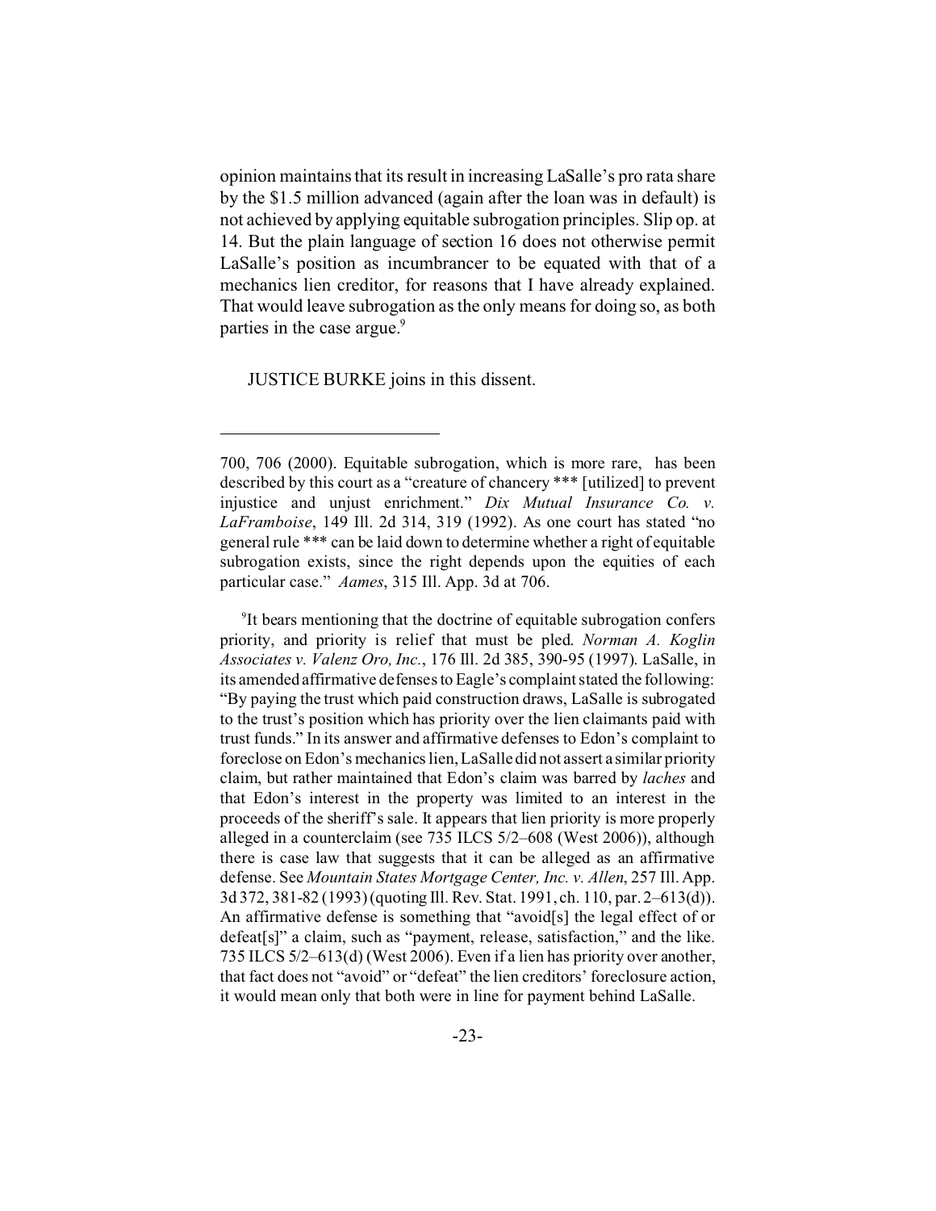opinion maintains that its result in increasing LaSalle's pro rata share by the $1.5 million advanced (again after the loan was in default) is not achieved by applying equitable subrogation principles. Slip op. at 14. But the plain language of section 16 does not otherwise permit LaSalle's position as incumbrancer to be equated with that of a mechanics lien creditor, for reasons that I have already explained. That would leave subrogation as the only means for doing so, as both parties in the case argue.[9]

JUSTICE BURKE joins in this dissent.

---

700, 706 (2000). Equitable subrogation, which is more rare, has been described by this court as a "creature of chancery *** [utilized] to prevent injustice and unjust enrichment." *Dix Mutual Insurance Co. v. LaFramboise*, 149 Ill. 2d 314, 319 (1992). As one court has stated "no general rule *** can be laid down to determine whether a right of equitable subrogation exists, since the right depends upon the equities of each particular case." *Aames*, 315 Ill. App. 3d at 706.

[9]It bears mentioning that the doctrine of equitable subrogation confers priority, and priority is relief that must be pled. *Norman A. Koglin Associates v. Valenz Oro, Inc.*, 176 Ill. 2d 385, 390-95 (1997). LaSalle, in its amended affirmative defenses to Eagle's complaint stated the following: "By paying the trust which paid construction draws, LaSalle is subrogated to the trust's position which has priority over the lien claimants paid with trust funds." In its answer and affirmative defenses to Edon's complaint to foreclose on Edon's mechanics lien, LaSalle did not assert a similar priority claim, but rather maintained that Edon's claim was barred by *laches* and that Edon's interest in the property was limited to an interest in the proceeds of the sheriff's sale. It appears that lien priority is more properly alleged in a counterclaim (see 735 ILCS 5/2–608 (West 2006)), although there is case law that suggests that it can be alleged as an affirmative defense. See *Mountain States Mortgage Center, Inc. v. Allen*, 257 Ill. App. 3d 372, 381-82 (1993) (quoting Ill. Rev. Stat. 1991, ch. 110, par. 2–613(d)). An affirmative defense is something that "avoid[s] the legal effect of or defeat[s]" a claim, such as "payment, release, satisfaction," and the like. 735 ILCS 5/2–613(d) (West 2006). Even if a lien has priority over another, that fact does not "avoid" or "defeat" the lien creditors' foreclosure action, it would mean only that both were in line for payment behind LaSalle.